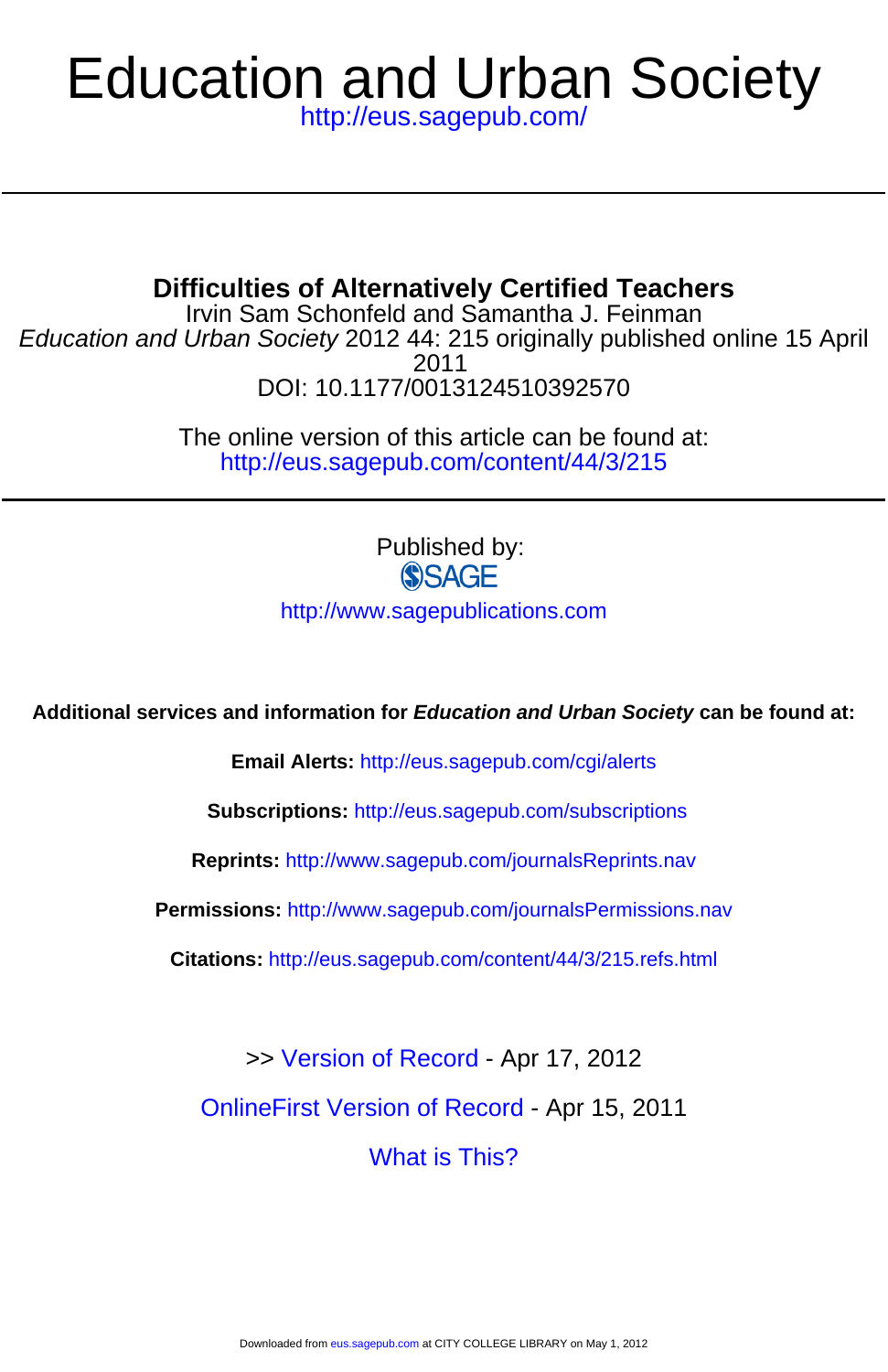# Education and Urban Society

http://eus.sagepub.com/

---

## Difficulties of Alternatively Certified Teachers

Irvin Sam Schonfeld and Samantha J. Feinman

*Education and Urban Society* 2012 44: 215 originally published online 15 April 2011

DOI: 10.1177/0013124510392570

The online version of this article can be found at:
http://eus.sagepub.com/content/44/3/215

---

Published by:

SAGE

http://www.sagepublications.com

**Additional services and information for *Education and Urban Society* can be found at:**

**Email Alerts:** http://eus.sagepub.com/cgi/alerts

**Subscriptions:** http://eus.sagepub.com/subscriptions

**Reprints:** http://www.sagepub.com/journalsReprints.nav

**Permissions:** http://www.sagepub.com/journalsPermissions.nav

**Citations:** http://eus.sagepub.com/content/44/3/215.refs.html

>> Version of Record - Apr 17, 2012

OnlineFirst Version of Record - Apr 15, 2011

What is This?

Downloaded from eus.sagepub.com at CITY COLLEGE LIBRARY on May 1, 2012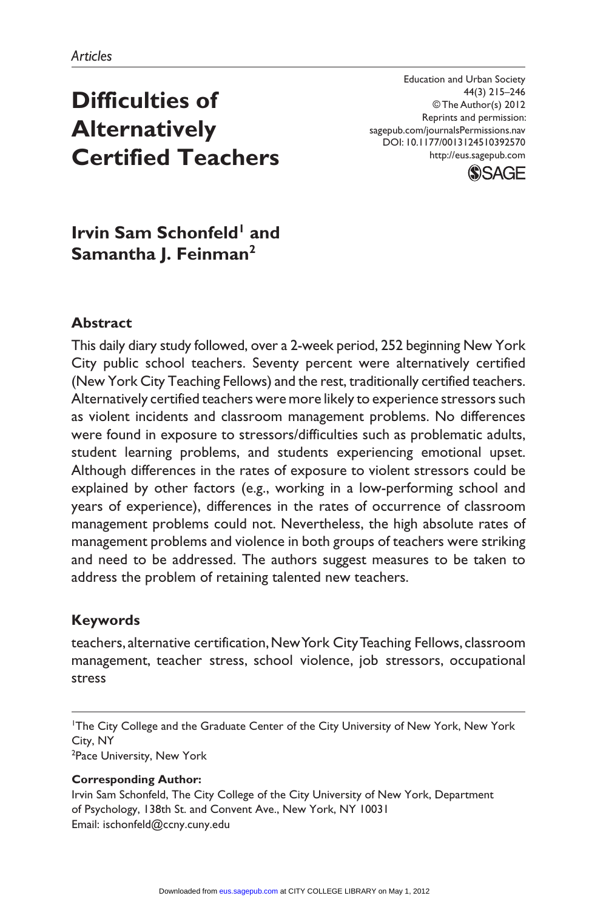Articles

# Difficulties of Alternatively Certified Teachers

Education and Urban Society
44(3) 215–246
© The Author(s) 2012
Reprints and permission:
sagepub.com/journalsPermissions.nav
DOI: 10.1177/0013124510392570
http://eus.sagepub.com

**Irvin Sam Schonfeld[1] and Samantha J. Feinman[2]**

## Abstract

This daily diary study followed, over a 2-week period, 252 beginning New York City public school teachers. Seventy percent were alternatively certified (New York City Teaching Fellows) and the rest, traditionally certified teachers. Alternatively certified teachers were more likely to experience stressors such as violent incidents and classroom management problems. No differences were found in exposure to stressors/difficulties such as problematic adults, student learning problems, and students experiencing emotional upset. Although differences in the rates of exposure to violent stressors could be explained by other factors (e.g., working in a low-performing school and years of experience), differences in the rates of occurrence of classroom management problems could not. Nevertheless, the high absolute rates of management problems and violence in both groups of teachers were striking and need to be addressed. The authors suggest measures to be taken to address the problem of retaining talented new teachers.

## Keywords

teachers, alternative certification, New York City Teaching Fellows, classroom management, teacher stress, school violence, job stressors, occupational stress

---

[1]The City College and the Graduate Center of the City University of New York, New York City, NY
[2]Pace University, New York

**Corresponding Author:**
Irvin Sam Schonfeld, The City College of the City University of New York, Department of Psychology, 138th St. and Convent Ave., New York, NY 10031
Email: ischonfeld@ccny.cuny.edu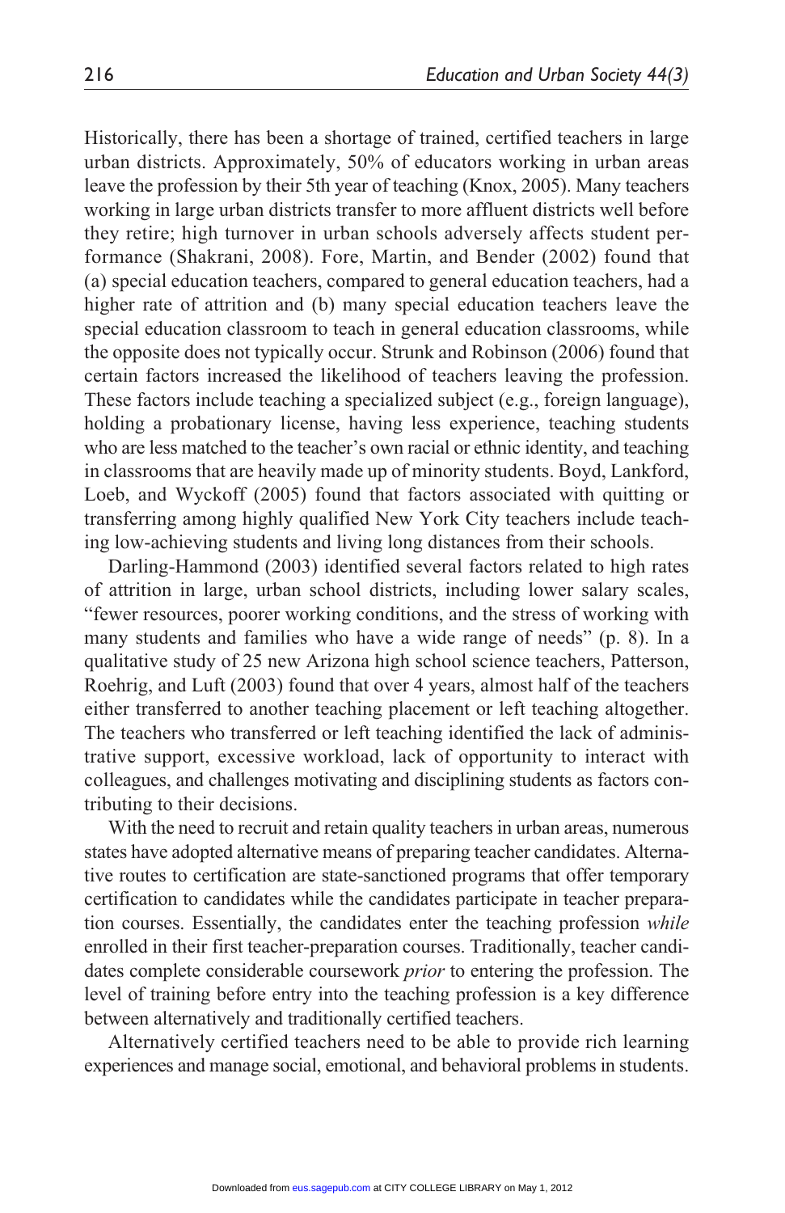Historically, there has been a shortage of trained, certified teachers in large urban districts. Approximately, 50% of educators working in urban areas leave the profession by their 5th year of teaching (Knox, 2005). Many teachers working in large urban districts transfer to more affluent districts well before they retire; high turnover in urban schools adversely affects student performance (Shakrani, 2008). Fore, Martin, and Bender (2002) found that (a) special education teachers, compared to general education teachers, had a higher rate of attrition and (b) many special education teachers leave the special education classroom to teach in general education classrooms, while the opposite does not typically occur. Strunk and Robinson (2006) found that certain factors increased the likelihood of teachers leaving the profession. These factors include teaching a specialized subject (e.g., foreign language), holding a probationary license, having less experience, teaching students who are less matched to the teacher's own racial or ethnic identity, and teaching in classrooms that are heavily made up of minority students. Boyd, Lankford, Loeb, and Wyckoff (2005) found that factors associated with quitting or transferring among highly qualified New York City teachers include teaching low-achieving students and living long distances from their schools.

Darling-Hammond (2003) identified several factors related to high rates of attrition in large, urban school districts, including lower salary scales, "fewer resources, poorer working conditions, and the stress of working with many students and families who have a wide range of needs" (p. 8). In a qualitative study of 25 new Arizona high school science teachers, Patterson, Roehrig, and Luft (2003) found that over 4 years, almost half of the teachers either transferred to another teaching placement or left teaching altogether. The teachers who transferred or left teaching identified the lack of administrative support, excessive workload, lack of opportunity to interact with colleagues, and challenges motivating and disciplining students as factors contributing to their decisions.

With the need to recruit and retain quality teachers in urban areas, numerous states have adopted alternative means of preparing teacher candidates. Alternative routes to certification are state-sanctioned programs that offer temporary certification to candidates while the candidates participate in teacher preparation courses. Essentially, the candidates enter the teaching profession *while* enrolled in their first teacher-preparation courses. Traditionally, teacher candidates complete considerable coursework *prior* to entering the profession. The level of training before entry into the teaching profession is a key difference between alternatively and traditionally certified teachers.

Alternatively certified teachers need to be able to provide rich learning experiences and manage social, emotional, and behavioral problems in students.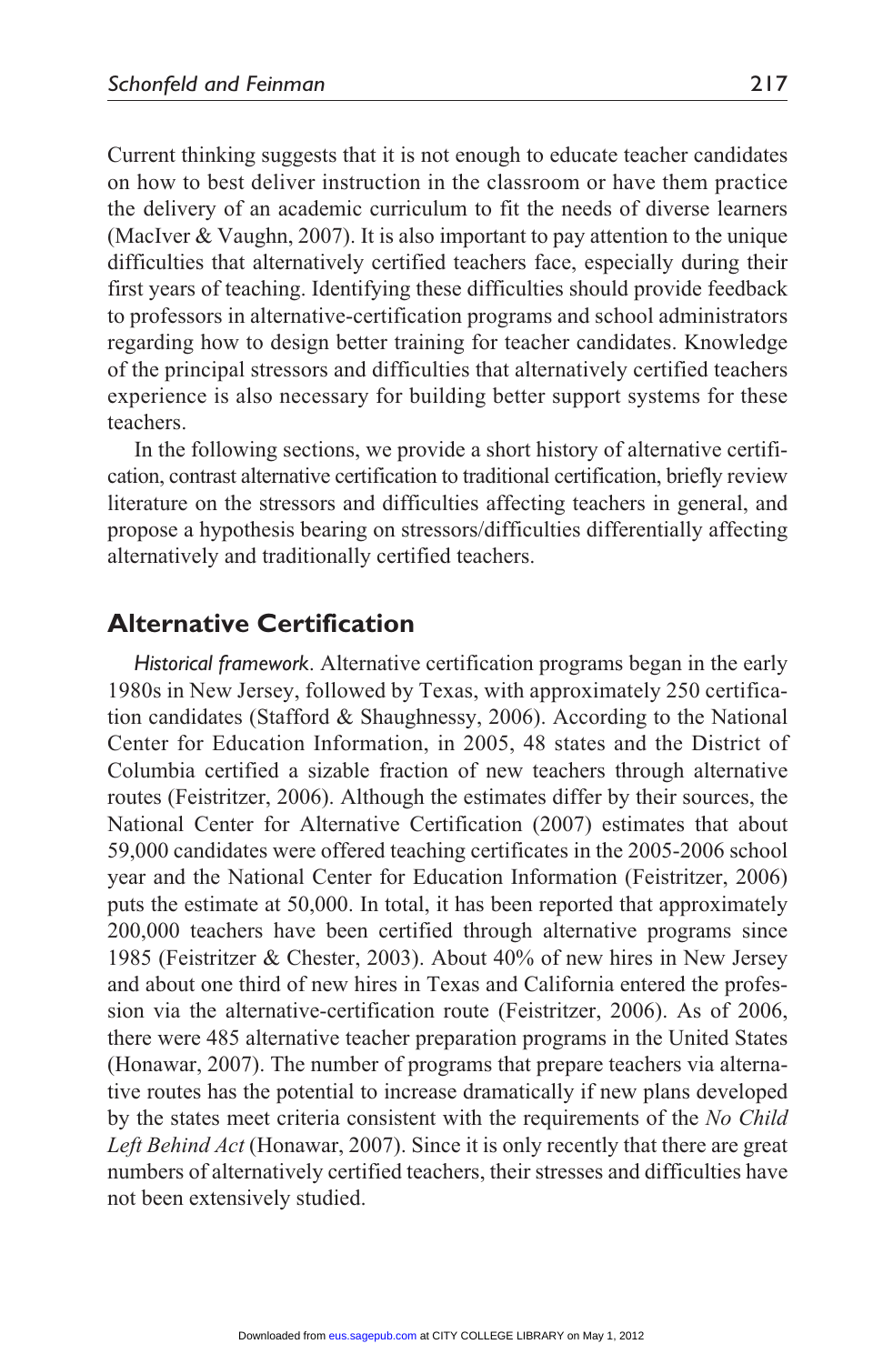Current thinking suggests that it is not enough to educate teacher candidates on how to best deliver instruction in the classroom or have them practice the delivery of an academic curriculum to fit the needs of diverse learners (MacIver & Vaughn, 2007). It is also important to pay attention to the unique difficulties that alternatively certified teachers face, especially during their first years of teaching. Identifying these difficulties should provide feedback to professors in alternative-certification programs and school administrators regarding how to design better training for teacher candidates. Knowledge of the principal stressors and difficulties that alternatively certified teachers experience is also necessary for building better support systems for these teachers.

In the following sections, we provide a short history of alternative certification, contrast alternative certification to traditional certification, briefly review literature on the stressors and difficulties affecting teachers in general, and propose a hypothesis bearing on stressors/difficulties differentially affecting alternatively and traditionally certified teachers.

## Alternative Certification

*Historical framework*. Alternative certification programs began in the early 1980s in New Jersey, followed by Texas, with approximately 250 certification candidates (Stafford & Shaughnessy, 2006). According to the National Center for Education Information, in 2005, 48 states and the District of Columbia certified a sizable fraction of new teachers through alternative routes (Feistritzer, 2006). Although the estimates differ by their sources, the National Center for Alternative Certification (2007) estimates that about 59,000 candidates were offered teaching certificates in the 2005-2006 school year and the National Center for Education Information (Feistritzer, 2006) puts the estimate at 50,000. In total, it has been reported that approximately 200,000 teachers have been certified through alternative programs since 1985 (Feistritzer & Chester, 2003). About 40% of new hires in New Jersey and about one third of new hires in Texas and California entered the profession via the alternative-certification route (Feistritzer, 2006). As of 2006, there were 485 alternative teacher preparation programs in the United States (Honawar, 2007). The number of programs that prepare teachers via alternative routes has the potential to increase dramatically if new plans developed by the states meet criteria consistent with the requirements of the *No Child Left Behind Act* (Honawar, 2007). Since it is only recently that there are great numbers of alternatively certified teachers, their stresses and difficulties have not been extensively studied.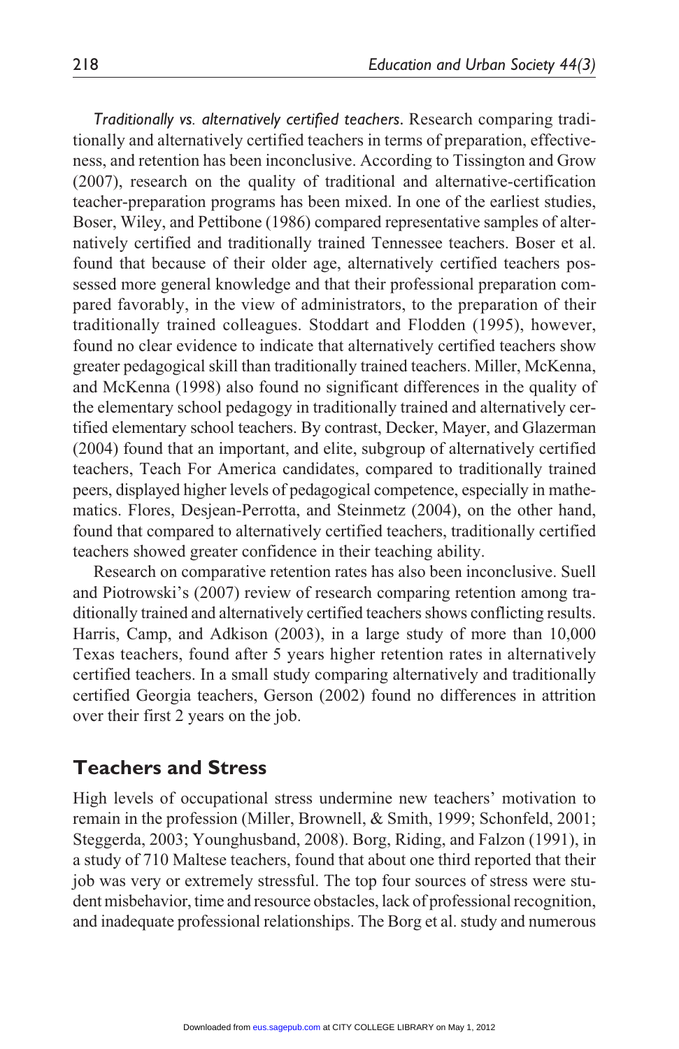*Traditionally vs. alternatively certified teachers.* Research comparing traditionally and alternatively certified teachers in terms of preparation, effectiveness, and retention has been inconclusive. According to Tissington and Grow (2007), research on the quality of traditional and alternative-certification teacher-preparation programs has been mixed. In one of the earliest studies, Boser, Wiley, and Pettibone (1986) compared representative samples of alternatively certified and traditionally trained Tennessee teachers. Boser et al. found that because of their older age, alternatively certified teachers possessed more general knowledge and that their professional preparation compared favorably, in the view of administrators, to the preparation of their traditionally trained colleagues. Stoddart and Flodden (1995), however, found no clear evidence to indicate that alternatively certified teachers show greater pedagogical skill than traditionally trained teachers. Miller, McKenna, and McKenna (1998) also found no significant differences in the quality of the elementary school pedagogy in traditionally trained and alternatively certified elementary school teachers. By contrast, Decker, Mayer, and Glazerman (2004) found that an important, and elite, subgroup of alternatively certified teachers, Teach For America candidates, compared to traditionally trained peers, displayed higher levels of pedagogical competence, especially in mathematics. Flores, Desjean-Perrotta, and Steinmetz (2004), on the other hand, found that compared to alternatively certified teachers, traditionally certified teachers showed greater confidence in their teaching ability.

Research on comparative retention rates has also been inconclusive. Suell and Piotrowski's (2007) review of research comparing retention among traditionally trained and alternatively certified teachers shows conflicting results. Harris, Camp, and Adkison (2003), in a large study of more than 10,000 Texas teachers, found after 5 years higher retention rates in alternatively certified teachers. In a small study comparing alternatively and traditionally certified Georgia teachers, Gerson (2002) found no differences in attrition over their first 2 years on the job.

## Teachers and Stress

High levels of occupational stress undermine new teachers' motivation to remain in the profession (Miller, Brownell, & Smith, 1999; Schonfeld, 2001; Steggerda, 2003; Younghusband, 2008). Borg, Riding, and Falzon (1991), in a study of 710 Maltese teachers, found that about one third reported that their job was very or extremely stressful. The top four sources of stress were student misbehavior, time and resource obstacles, lack of professional recognition, and inadequate professional relationships. The Borg et al. study and numerous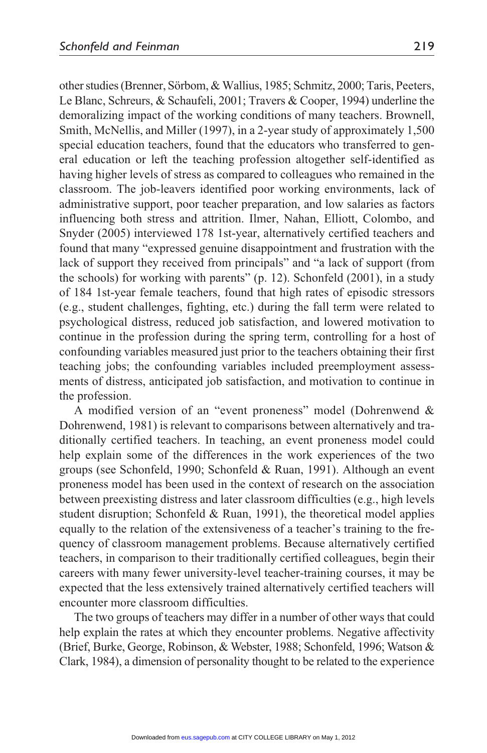other studies (Brenner, Sörbom, & Wallius, 1985; Schmitz, 2000; Taris, Peeters, Le Blanc, Schreurs, & Schaufeli, 2001; Travers & Cooper, 1994) underline the demoralizing impact of the working conditions of many teachers. Brownell, Smith, McNellis, and Miller (1997), in a 2-year study of approximately 1,500 special education teachers, found that the educators who transferred to general education or left the teaching profession altogether self-identified as having higher levels of stress as compared to colleagues who remained in the classroom. The job-leavers identified poor working environments, lack of administrative support, poor teacher preparation, and low salaries as factors influencing both stress and attrition. Ilmer, Nahan, Elliott, Colombo, and Snyder (2005) interviewed 178 1st-year, alternatively certified teachers and found that many "expressed genuine disappointment and frustration with the lack of support they received from principals" and "a lack of support (from the schools) for working with parents" (p. 12). Schonfeld (2001), in a study of 184 1st-year female teachers, found that high rates of episodic stressors (e.g., student challenges, fighting, etc.) during the fall term were related to psychological distress, reduced job satisfaction, and lowered motivation to continue in the profession during the spring term, controlling for a host of confounding variables measured just prior to the teachers obtaining their first teaching jobs; the confounding variables included preemployment assessments of distress, anticipated job satisfaction, and motivation to continue in the profession.

A modified version of an "event proneness" model (Dohrenwend & Dohrenwend, 1981) is relevant to comparisons between alternatively and traditionally certified teachers. In teaching, an event proneness model could help explain some of the differences in the work experiences of the two groups (see Schonfeld, 1990; Schonfeld & Ruan, 1991). Although an event proneness model has been used in the context of research on the association between preexisting distress and later classroom difficulties (e.g., high levels student disruption; Schonfeld & Ruan, 1991), the theoretical model applies equally to the relation of the extensiveness of a teacher's training to the frequency of classroom management problems. Because alternatively certified teachers, in comparison to their traditionally certified colleagues, begin their careers with many fewer university-level teacher-training courses, it may be expected that the less extensively trained alternatively certified teachers will encounter more classroom difficulties.

The two groups of teachers may differ in a number of other ways that could help explain the rates at which they encounter problems. Negative affectivity (Brief, Burke, George, Robinson, & Webster, 1988; Schonfeld, 1996; Watson & Clark, 1984), a dimension of personality thought to be related to the experience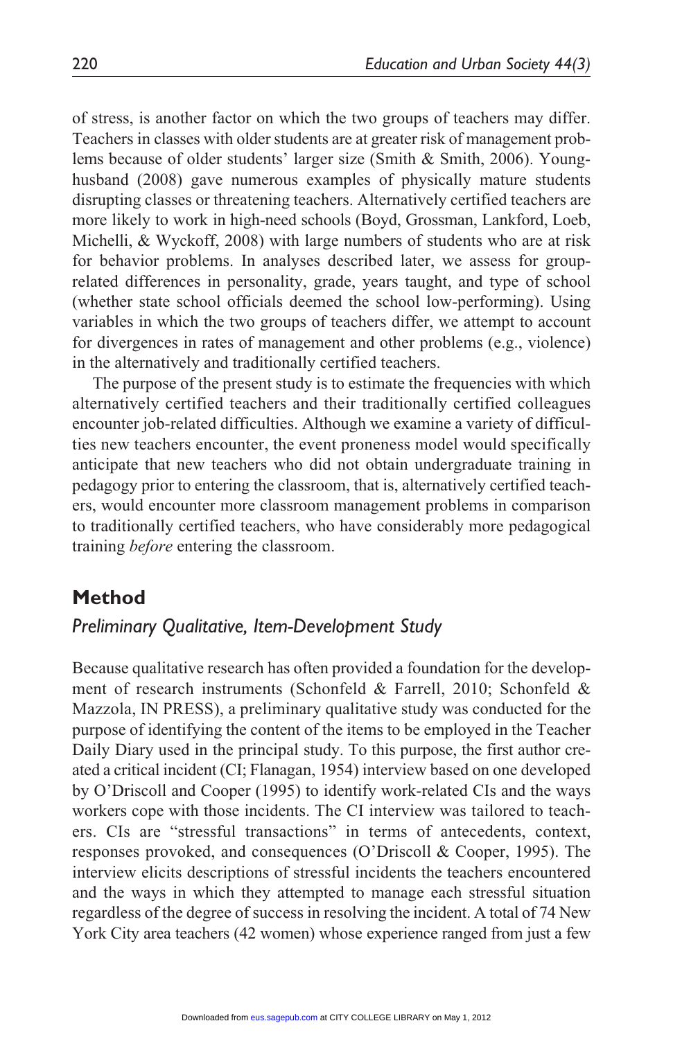of stress, is another factor on which the two groups of teachers may differ. Teachers in classes with older students are at greater risk of management problems because of older students' larger size (Smith & Smith, 2006). Younghusband (2008) gave numerous examples of physically mature students disrupting classes or threatening teachers. Alternatively certified teachers are more likely to work in high-need schools (Boyd, Grossman, Lankford, Loeb, Michelli, & Wyckoff, 2008) with large numbers of students who are at risk for behavior problems. In analyses described later, we assess for group-related differences in personality, grade, years taught, and type of school (whether state school officials deemed the school low-performing). Using variables in which the two groups of teachers differ, we attempt to account for divergences in rates of management and other problems (e.g., violence) in the alternatively and traditionally certified teachers.

The purpose of the present study is to estimate the frequencies with which alternatively certified teachers and their traditionally certified colleagues encounter job-related difficulties. Although we examine a variety of difficulties new teachers encounter, the event proneness model would specifically anticipate that new teachers who did not obtain undergraduate training in pedagogy prior to entering the classroom, that is, alternatively certified teachers, would encounter more classroom management problems in comparison to traditionally certified teachers, who have considerably more pedagogical training *before* entering the classroom.

## Method

### Preliminary Qualitative, Item-Development Study

Because qualitative research has often provided a foundation for the development of research instruments (Schonfeld & Farrell, 2010; Schonfeld & Mazzola, IN PRESS), a preliminary qualitative study was conducted for the purpose of identifying the content of the items to be employed in the Teacher Daily Diary used in the principal study. To this purpose, the first author created a critical incident (CI; Flanagan, 1954) interview based on one developed by O'Driscoll and Cooper (1995) to identify work-related CIs and the ways workers cope with those incidents. The CI interview was tailored to teachers. CIs are "stressful transactions" in terms of antecedents, context, responses provoked, and consequences (O'Driscoll & Cooper, 1995). The interview elicits descriptions of stressful incidents the teachers encountered and the ways in which they attempted to manage each stressful situation regardless of the degree of success in resolving the incident. A total of 74 New York City area teachers (42 women) whose experience ranged from just a few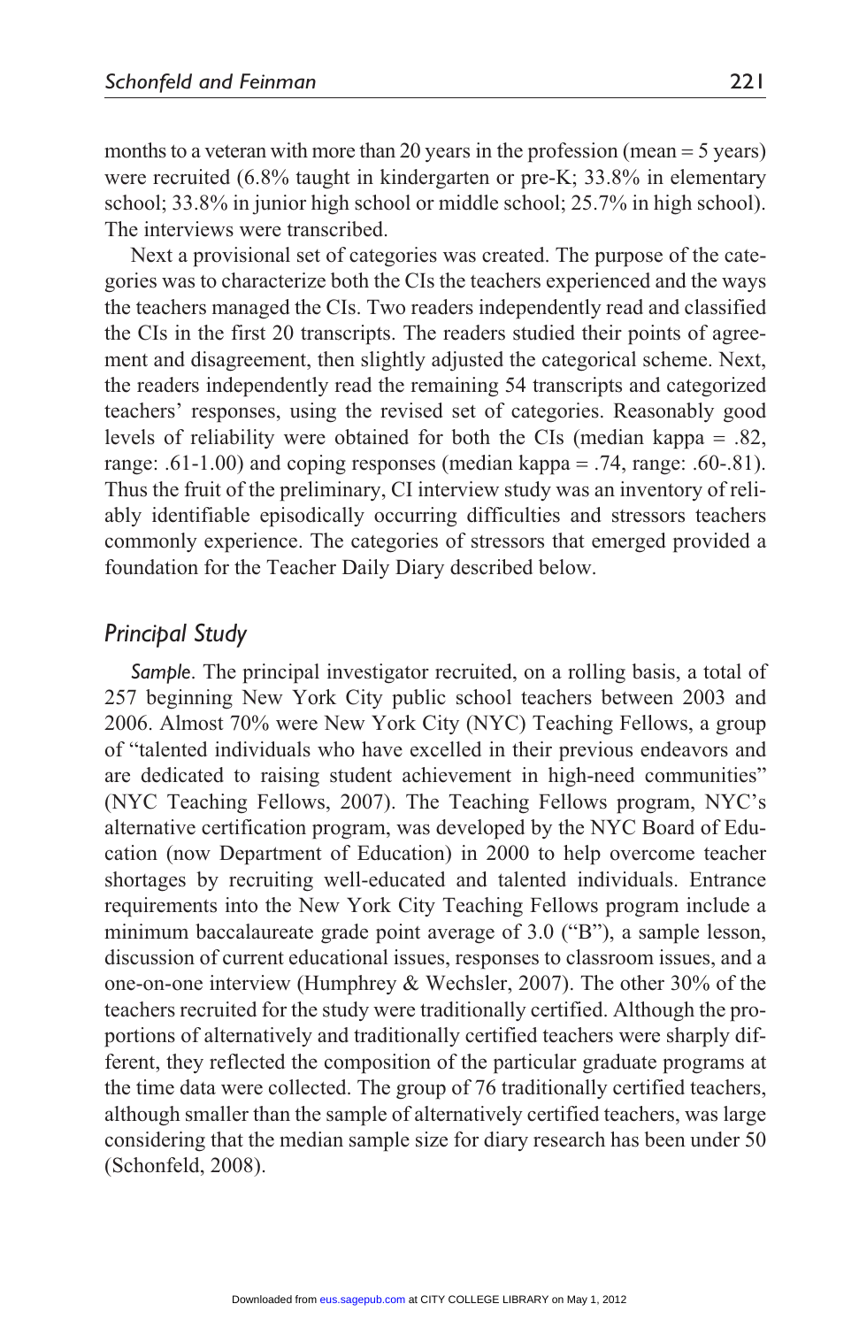months to a veteran with more than 20 years in the profession (mean = 5 years) were recruited (6.8% taught in kindergarten or pre-K; 33.8% in elementary school; 33.8% in junior high school or middle school; 25.7% in high school). The interviews were transcribed.

Next a provisional set of categories was created. The purpose of the categories was to characterize both the CIs the teachers experienced and the ways the teachers managed the CIs. Two readers independently read and classified the CIs in the first 20 transcripts. The readers studied their points of agreement and disagreement, then slightly adjusted the categorical scheme. Next, the readers independently read the remaining 54 transcripts and categorized teachers' responses, using the revised set of categories. Reasonably good levels of reliability were obtained for both the CIs (median kappa = .82, range: .61-1.00) and coping responses (median kappa = .74, range: .60-.81). Thus the fruit of the preliminary, CI interview study was an inventory of reliably identifiable episodically occurring difficulties and stressors teachers commonly experience. The categories of stressors that emerged provided a foundation for the Teacher Daily Diary described below.

## *Principal Study*

*Sample*. The principal investigator recruited, on a rolling basis, a total of 257 beginning New York City public school teachers between 2003 and 2006. Almost 70% were New York City (NYC) Teaching Fellows, a group of "talented individuals who have excelled in their previous endeavors and are dedicated to raising student achievement in high-need communities" (NYC Teaching Fellows, 2007). The Teaching Fellows program, NYC's alternative certification program, was developed by the NYC Board of Education (now Department of Education) in 2000 to help overcome teacher shortages by recruiting well-educated and talented individuals. Entrance requirements into the New York City Teaching Fellows program include a minimum baccalaureate grade point average of 3.0 ("B"), a sample lesson, discussion of current educational issues, responses to classroom issues, and a one-on-one interview (Humphrey & Wechsler, 2007). The other 30% of the teachers recruited for the study were traditionally certified. Although the proportions of alternatively and traditionally certified teachers were sharply different, they reflected the composition of the particular graduate programs at the time data were collected. The group of 76 traditionally certified teachers, although smaller than the sample of alternatively certified teachers, was large considering that the median sample size for diary research has been under 50 (Schonfeld, 2008).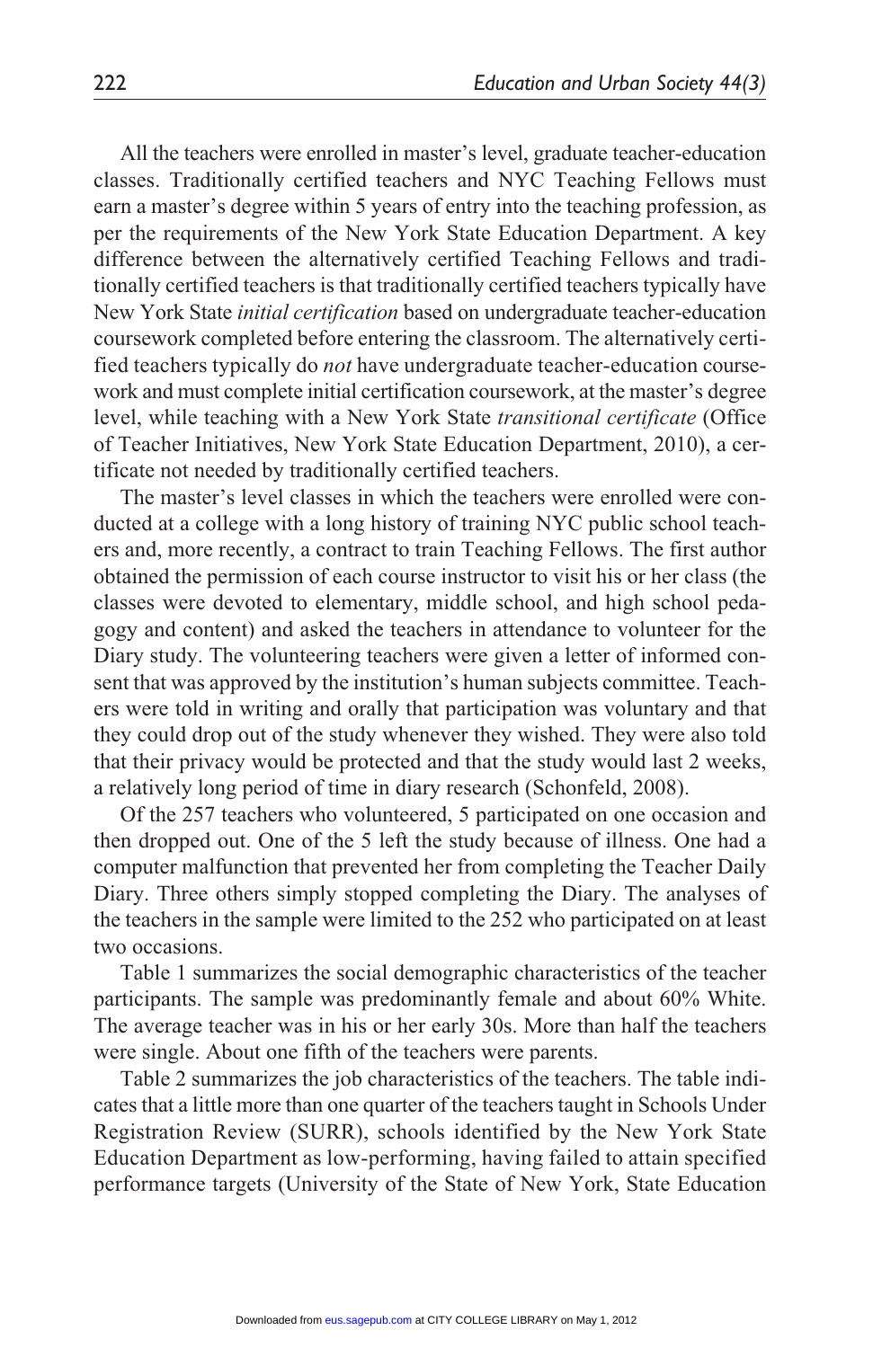All the teachers were enrolled in master's level, graduate teacher-education classes. Traditionally certified teachers and NYC Teaching Fellows must earn a master's degree within 5 years of entry into the teaching profession, as per the requirements of the New York State Education Department. A key difference between the alternatively certified Teaching Fellows and traditionally certified teachers is that traditionally certified teachers typically have New York State *initial certification* based on undergraduate teacher-education coursework completed before entering the classroom. The alternatively certified teachers typically do *not* have undergraduate teacher-education coursework and must complete initial certification coursework, at the master's degree level, while teaching with a New York State *transitional certificate* (Office of Teacher Initiatives, New York State Education Department, 2010), a certificate not needed by traditionally certified teachers.

The master's level classes in which the teachers were enrolled were conducted at a college with a long history of training NYC public school teachers and, more recently, a contract to train Teaching Fellows. The first author obtained the permission of each course instructor to visit his or her class (the classes were devoted to elementary, middle school, and high school pedagogy and content) and asked the teachers in attendance to volunteer for the Diary study. The volunteering teachers were given a letter of informed consent that was approved by the institution's human subjects committee. Teachers were told in writing and orally that participation was voluntary and that they could drop out of the study whenever they wished. They were also told that their privacy would be protected and that the study would last 2 weeks, a relatively long period of time in diary research (Schonfeld, 2008).

Of the 257 teachers who volunteered, 5 participated on one occasion and then dropped out. One of the 5 left the study because of illness. One had a computer malfunction that prevented her from completing the Teacher Daily Diary. Three others simply stopped completing the Diary. The analyses of the teachers in the sample were limited to the 252 who participated on at least two occasions.

Table 1 summarizes the social demographic characteristics of the teacher participants. The sample was predominantly female and about 60% White. The average teacher was in his or her early 30s. More than half the teachers were single. About one fifth of the teachers were parents.

Table 2 summarizes the job characteristics of the teachers. The table indicates that a little more than one quarter of the teachers taught in Schools Under Registration Review (SURR), schools identified by the New York State Education Department as low-performing, having failed to attain specified performance targets (University of the State of New York, State Education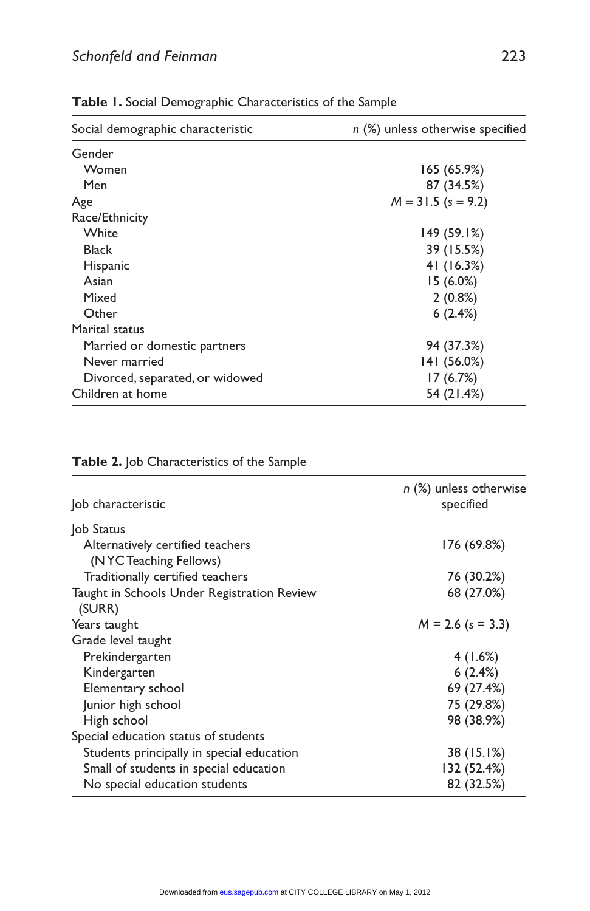**Table 1.** Social Demographic Characteristics of the Sample

| Social demographic characteristic | *n* (%) unless otherwise specified |
|---|---|
| Gender | |
| Women | 165 (65.9%) |
| Men | 87 (34.5%) |
| Age | $M = 31.5$ ($s = 9.2$) |
| Race/Ethnicity | |
| White | 149 (59.1%) |
| Black | 39 (15.5%) |
| Hispanic | 41 (16.3%) |
| Asian | 15 (6.0%) |
| Mixed | 2 (0.8%) |
| Other | 6 (2.4%) |
| Marital status | |
| Married or domestic partners | 94 (37.3%) |
| Never married | 141 (56.0%) |
| Divorced, separated, or widowed | 17 (6.7%) |
| Children at home | 54 (21.4%) |

**Table 2.** Job Characteristics of the Sample

| Job characteristic | *n* (%) unless otherwise specified |
|---|---|
| Job Status | |
| Alternatively certified teachers (NYC Teaching Fellows) | 176 (69.8%) |
| Traditionally certified teachers | 76 (30.2%) |
| Taught in Schools Under Registration Review (SURR) | 68 (27.0%) |
| Years taught | $M = 2.6$ ($s = 3.3$) |
| Grade level taught | |
| Prekindergarten | 4 (1.6%) |
| Kindergarten | 6 (2.4%) |
| Elementary school | 69 (27.4%) |
| Junior high school | 75 (29.8%) |
| High school | 98 (38.9%) |
| Special education status of students | |
| Students principally in special education | 38 (15.1%) |
| Small of students in special education | 132 (52.4%) |
| No special education students | 82 (32.5%) |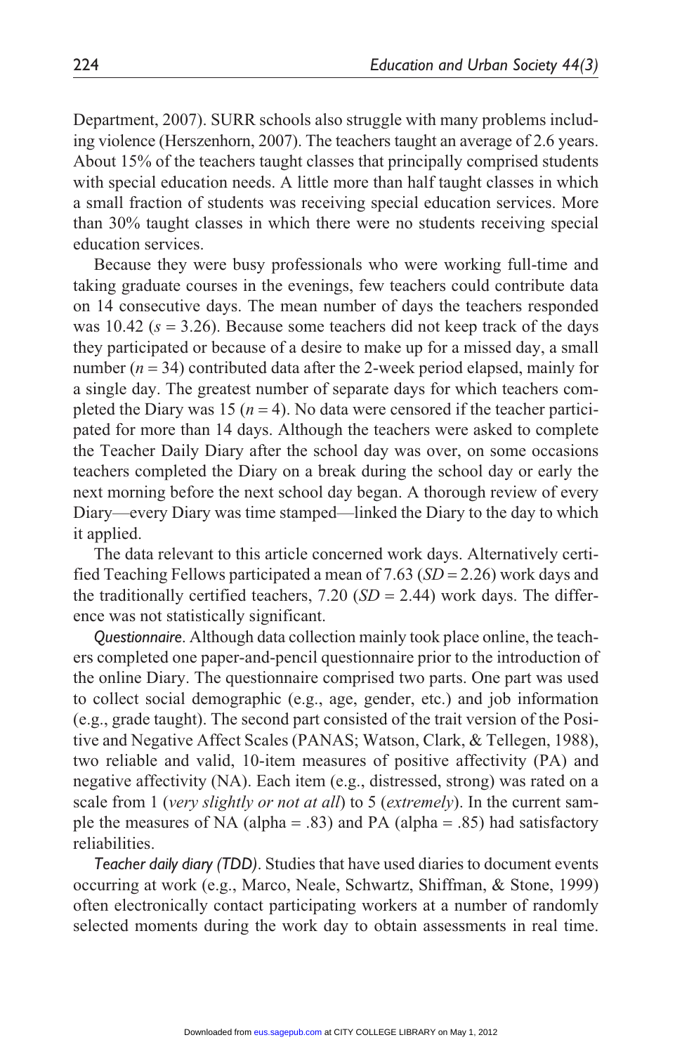Department, 2007). SURR schools also struggle with many problems including violence (Herszenhorn, 2007). The teachers taught an average of 2.6 years. About 15% of the teachers taught classes that principally comprised students with special education needs. A little more than half taught classes in which a small fraction of students was receiving special education services. More than 30% taught classes in which there were no students receiving special education services.

Because they were busy professionals who were working full-time and taking graduate courses in the evenings, few teachers could contribute data on 14 consecutive days. The mean number of days the teachers responded was 10.42 ($s$ = 3.26). Because some teachers did not keep track of the days they participated or because of a desire to make up for a missed day, a small number ($n$ = 34) contributed data after the 2-week period elapsed, mainly for a single day. The greatest number of separate days for which teachers completed the Diary was 15 ($n$ = 4). No data were censored if the teacher participated for more than 14 days. Although the teachers were asked to complete the Teacher Daily Diary after the school day was over, on some occasions teachers completed the Diary on a break during the school day or early the next morning before the next school day began. A thorough review of every Diary—every Diary was time stamped—linked the Diary to the day to which it applied.

The data relevant to this article concerned work days. Alternatively certified Teaching Fellows participated a mean of 7.63 ($SD$ = 2.26) work days and the traditionally certified teachers, 7.20 ($SD$ = 2.44) work days. The difference was not statistically significant.

*Questionnaire*. Although data collection mainly took place online, the teachers completed one paper-and-pencil questionnaire prior to the introduction of the online Diary. The questionnaire comprised two parts. One part was used to collect social demographic (e.g., age, gender, etc.) and job information (e.g., grade taught). The second part consisted of the trait version of the Positive and Negative Affect Scales (PANAS; Watson, Clark, & Tellegen, 1988), two reliable and valid, 10-item measures of positive affectivity (PA) and negative affectivity (NA). Each item (e.g., distressed, strong) was rated on a scale from 1 (*very slightly or not at all*) to 5 (*extremely*). In the current sample the measures of NA (alpha = .83) and PA (alpha = .85) had satisfactory reliabilities.

*Teacher daily diary (TDD)*. Studies that have used diaries to document events occurring at work (e.g., Marco, Neale, Schwartz, Shiffman, & Stone, 1999) often electronically contact participating workers at a number of randomly selected moments during the work day to obtain assessments in real time.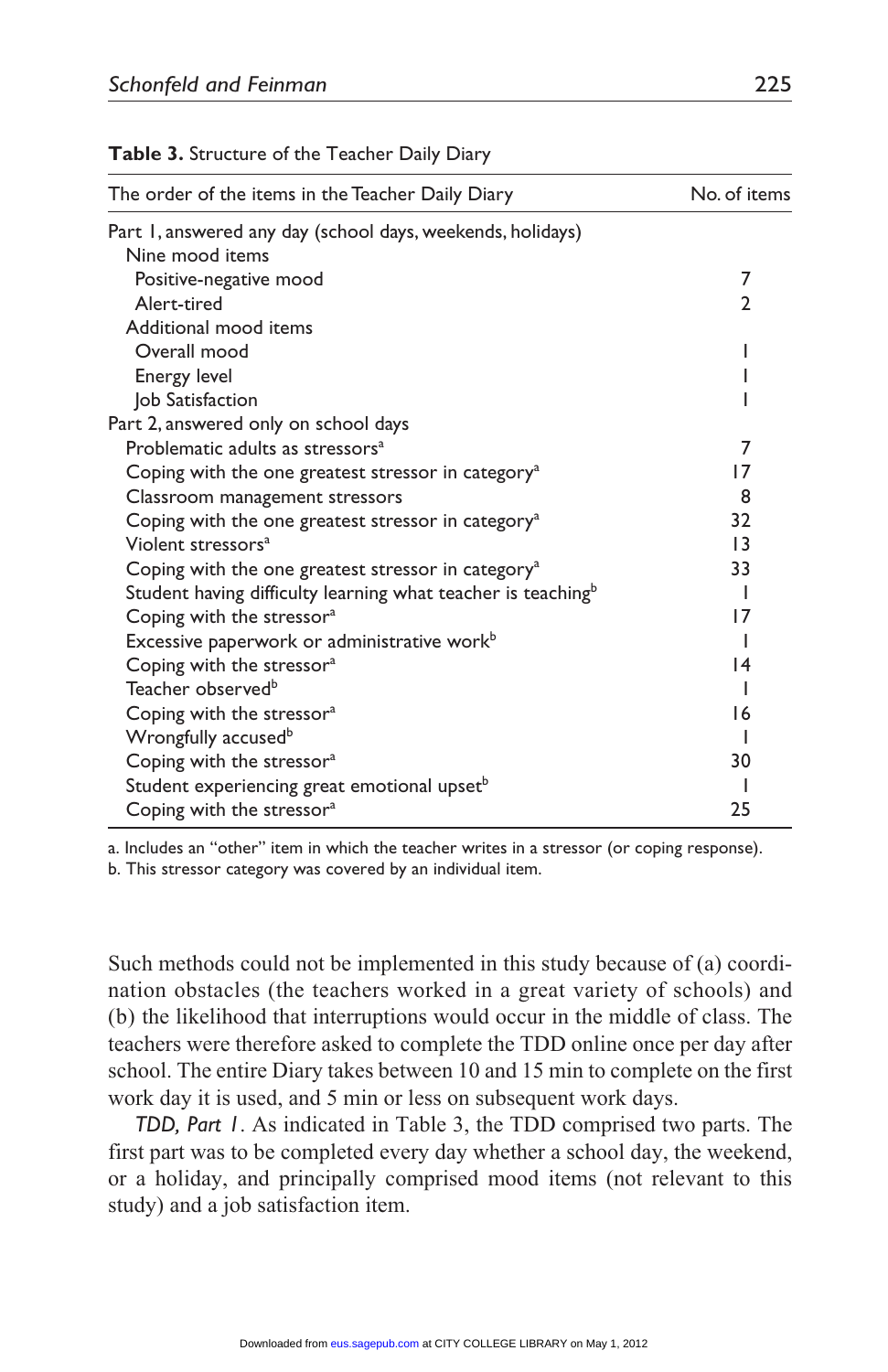**Table 3.** Structure of the Teacher Daily Diary

| The order of the items in the Teacher Daily Diary | No. of items |
|---|---|
| Part 1, answered any day (school days, weekends, holidays) | |
| Nine mood items | |
| Positive-negative mood | 7 |
| Alert-tired | 2 |
| Additional mood items | |
| Overall mood | 1 |
| Energy level | 1 |
| Job Satisfaction | 1 |
| Part 2, answered only on school days | |
| Problematic adults as stressors[a] | 7 |
| Coping with the one greatest stressor in category[a] | 17 |
| Classroom management stressors | 8 |
| Coping with the one greatest stressor in category[a] | 32 |
| Violent stressors[a] | 13 |
| Coping with the one greatest stressor in category[a] | 33 |
| Student having difficulty learning what teacher is teaching[b] | 1 |
| Coping with the stressor[a] | 17 |
| Excessive paperwork or administrative work[b] | 1 |
| Coping with the stressor[a] | 14 |
| Teacher observed[b] | 1 |
| Coping with the stressor[a] | 16 |
| Wrongfully accused[b] | 1 |
| Coping with the stressor[a] | 30 |
| Student experiencing great emotional upset[b] | 1 |
| Coping with the stressor[a] | 25 |

a. Includes an "other" item in which the teacher writes in a stressor (or coping response).
b. This stressor category was covered by an individual item.

Such methods could not be implemented in this study because of (a) coordination obstacles (the teachers worked in a great variety of schools) and (b) the likelihood that interruptions would occur in the middle of class. The teachers were therefore asked to complete the TDD online once per day after school. The entire Diary takes between 10 and 15 min to complete on the first work day it is used, and 5 min or less on subsequent work days.

*TDD, Part 1*. As indicated in Table 3, the TDD comprised two parts. The first part was to be completed every day whether a school day, the weekend, or a holiday, and principally comprised mood items (not relevant to this study) and a job satisfaction item.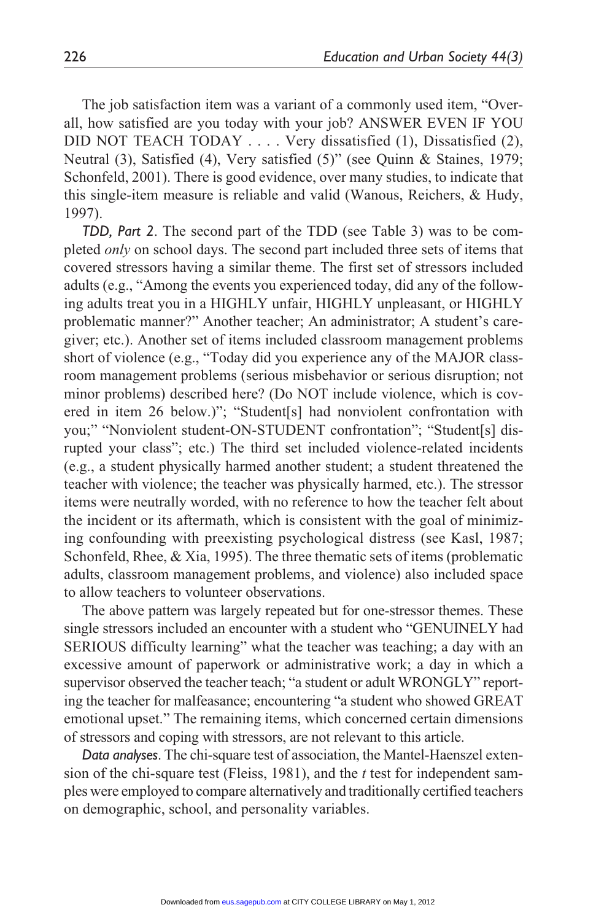The job satisfaction item was a variant of a commonly used item, "Overall, how satisfied are you today with your job? ANSWER EVEN IF YOU DID NOT TEACH TODAY . . . . Very dissatisfied (1), Dissatisfied (2), Neutral (3), Satisfied (4), Very satisfied (5)" (see Quinn & Staines, 1979; Schonfeld, 2001). There is good evidence, over many studies, to indicate that this single-item measure is reliable and valid (Wanous, Reichers, & Hudy, 1997).

*TDD, Part 2*. The second part of the TDD (see Table 3) was to be completed *only* on school days. The second part included three sets of items that covered stressors having a similar theme. The first set of stressors included adults (e.g., "Among the events you experienced today, did any of the following adults treat you in a HIGHLY unfair, HIGHLY unpleasant, or HIGHLY problematic manner?" Another teacher; An administrator; A student's caregiver; etc.). Another set of items included classroom management problems short of violence (e.g., "Today did you experience any of the MAJOR classroom management problems (serious misbehavior or serious disruption; not minor problems) described here? (Do NOT include violence, which is covered in item 26 below.)"; "Student[s] had nonviolent confrontation with you;" "Nonviolent student-ON-STUDENT confrontation"; "Student[s] disrupted your class"; etc.) The third set included violence-related incidents (e.g., a student physically harmed another student; a student threatened the teacher with violence; the teacher was physically harmed, etc.). The stressor items were neutrally worded, with no reference to how the teacher felt about the incident or its aftermath, which is consistent with the goal of minimizing confounding with preexisting psychological distress (see Kasl, 1987; Schonfeld, Rhee, & Xia, 1995). The three thematic sets of items (problematic adults, classroom management problems, and violence) also included space to allow teachers to volunteer observations.

The above pattern was largely repeated but for one-stressor themes. These single stressors included an encounter with a student who "GENUINELY had SERIOUS difficulty learning" what the teacher was teaching; a day with an excessive amount of paperwork or administrative work; a day in which a supervisor observed the teacher teach; "a student or adult WRONGLY" reporting the teacher for malfeasance; encountering "a student who showed GREAT emotional upset." The remaining items, which concerned certain dimensions of stressors and coping with stressors, are not relevant to this article.

*Data analyses*. The chi-square test of association, the Mantel-Haenszel extension of the chi-square test (Fleiss, 1981), and the *t* test for independent samples were employed to compare alternatively and traditionally certified teachers on demographic, school, and personality variables.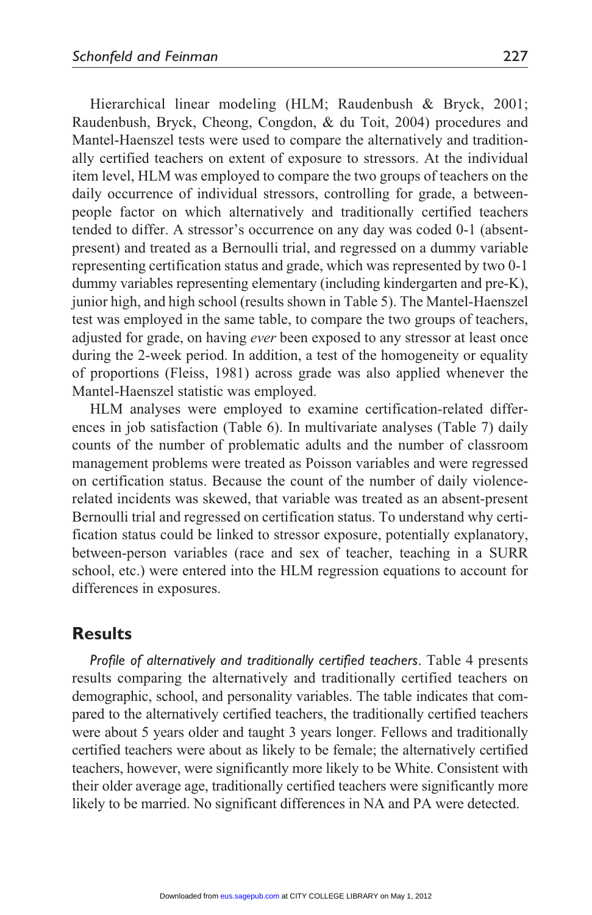Hierarchical linear modeling (HLM; Raudenbush & Bryck, 2001; Raudenbush, Bryck, Cheong, Congdon, & du Toit, 2004) procedures and Mantel-Haenszel tests were used to compare the alternatively and traditionally certified teachers on extent of exposure to stressors. At the individual item level, HLM was employed to compare the two groups of teachers on the daily occurrence of individual stressors, controlling for grade, a between-people factor on which alternatively and traditionally certified teachers tended to differ. A stressor's occurrence on any day was coded 0-1 (absent-present) and treated as a Bernoulli trial, and regressed on a dummy variable representing certification status and grade, which was represented by two 0-1 dummy variables representing elementary (including kindergarten and pre-K), junior high, and high school (results shown in Table 5). The Mantel-Haenszel test was employed in the same table, to compare the two groups of teachers, adjusted for grade, on having *ever* been exposed to any stressor at least once during the 2-week period. In addition, a test of the homogeneity or equality of proportions (Fleiss, 1981) across grade was also applied whenever the Mantel-Haenszel statistic was employed.

HLM analyses were employed to examine certification-related differences in job satisfaction (Table 6). In multivariate analyses (Table 7) daily counts of the number of problematic adults and the number of classroom management problems were treated as Poisson variables and were regressed on certification status. Because the count of the number of daily violence-related incidents was skewed, that variable was treated as an absent-present Bernoulli trial and regressed on certification status. To understand why certification status could be linked to stressor exposure, potentially explanatory, between-person variables (race and sex of teacher, teaching in a SURR school, etc.) were entered into the HLM regression equations to account for differences in exposures.

## Results

*Profile of alternatively and traditionally certified teachers*. Table 4 presents results comparing the alternatively and traditionally certified teachers on demographic, school, and personality variables. The table indicates that compared to the alternatively certified teachers, the traditionally certified teachers were about 5 years older and taught 3 years longer. Fellows and traditionally certified teachers were about as likely to be female; the alternatively certified teachers, however, were significantly more likely to be White. Consistent with their older average age, traditionally certified teachers were significantly more likely to be married. No significant differences in NA and PA were detected.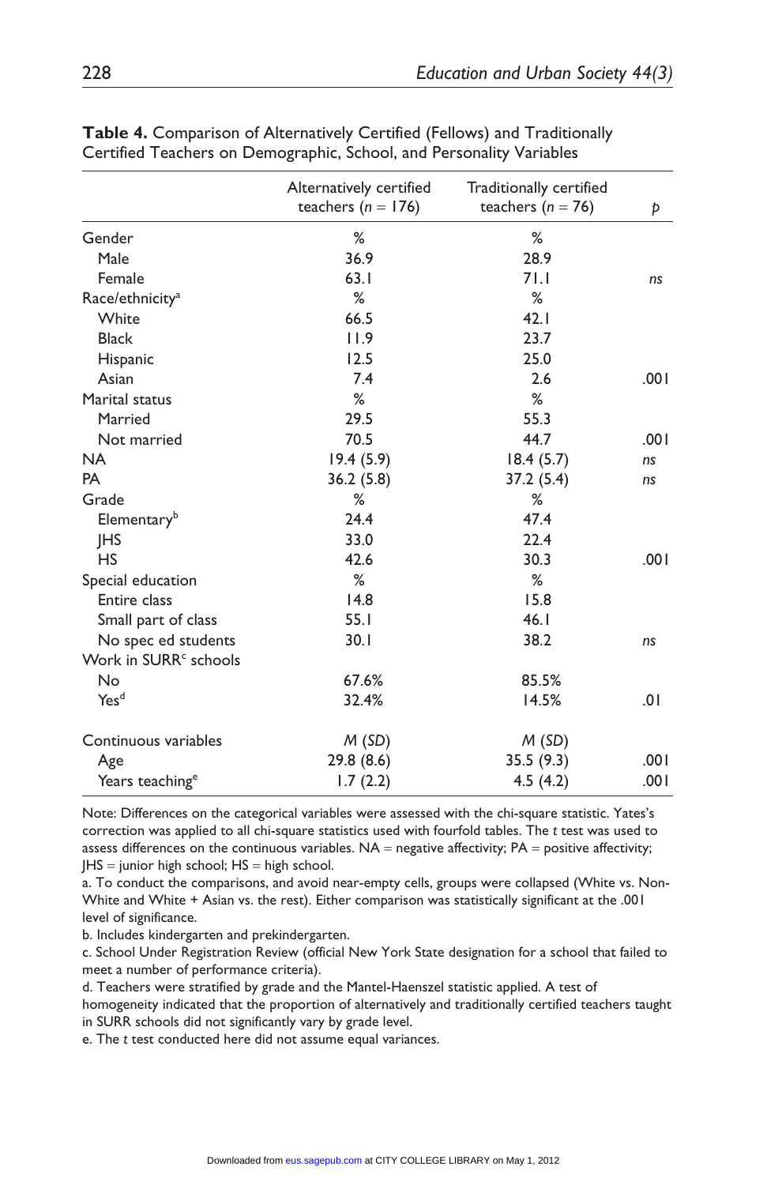**Table 4.** Comparison of Alternatively Certified (Fellows) and Traditionally Certified Teachers on Demographic, School, and Personality Variables

| | Alternatively certified teachers ($n$ = 176) | Traditionally certified teachers ($n$ = 76) | $p$ |
|---|---|---|---|
| Gender | % | % | |
| Male | 36.9 | 28.9 | |
| Female | 63.1 | 71.1 | *ns* |
| Race/ethnicity[a] | % | % | |
| White | 66.5 | 42.1 | |
| Black | 11.9 | 23.7 | |
| Hispanic | 12.5 | 25.0 | |
| Asian | 7.4 | 2.6 | .001 |
| Marital status | % | % | |
| Married | 29.5 | 55.3 | |
| Not married | 70.5 | 44.7 | .001 |
| NA | 19.4 (5.9) | 18.4 (5.7) | *ns* |
| PA | 36.2 (5.8) | 37.2 (5.4) | *ns* |
| Grade | % | % | |
| Elementary[b] | 24.4 | 47.4 | |
| JHS | 33.0 | 22.4 | |
| HS | 42.6 | 30.3 | .001 |
| Special education | % | % | |
| Entire class | 14.8 | 15.8 | |
| Small part of class | 55.1 | 46.1 | |
| No spec ed students | 30.1 | 38.2 | *ns* |
| Work in SURR[c] schools | | | |
| No | 67.6% | 85.5% | |
| Yes[d] | 32.4% | 14.5% | .01 |
| Continuous variables | *M* (*SD*) | *M* (*SD*) | |
| Age | 29.8 (8.6) | 35.5 (9.3) | .001 |
| Years teaching[e] | 1.7 (2.2) | 4.5 (4.2) | .001 |

Note: Differences on the categorical variables were assessed with the chi-square statistic. Yates's correction was applied to all chi-square statistics used with fourfold tables. The $t$ test was used to assess differences on the continuous variables. NA = negative affectivity; PA = positive affectivity; JHS = junior high school; HS = high school.

a. To conduct the comparisons, and avoid near-empty cells, groups were collapsed (White vs. Non-White and White + Asian vs. the rest). Either comparison was statistically significant at the .001 level of significance.

b. Includes kindergarten and prekindergarten.

c. School Under Registration Review (official New York State designation for a school that failed to meet a number of performance criteria).

d. Teachers were stratified by grade and the Mantel-Haenszel statistic applied. A test of homogeneity indicated that the proportion of alternatively and traditionally certified teachers taught in SURR schools did not significantly vary by grade level.

e. The $t$ test conducted here did not assume equal variances.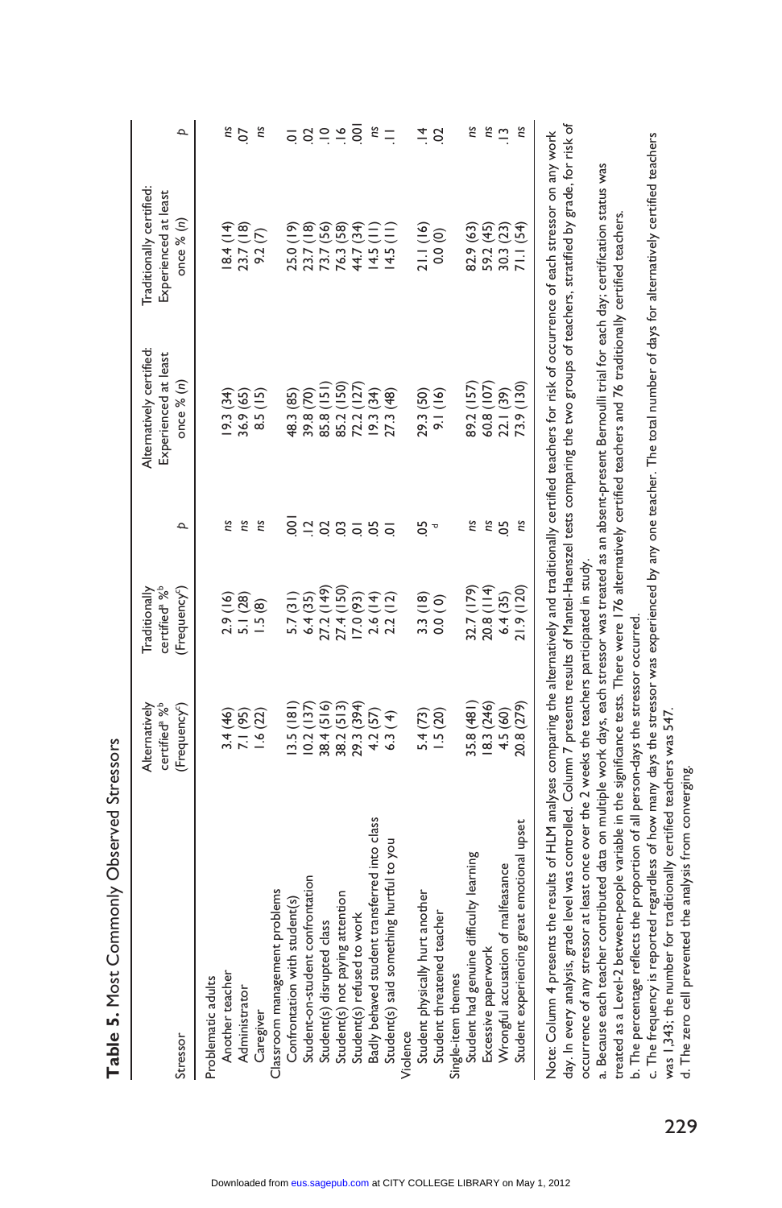**Table 5.** Most Commonly Observed Stressors

| Stressor | Alternatively certified[a] %[b] (Frequency[c]) | Traditionally certified[a] %[b] (Frequency[c]) | p | Alternatively certified: Experienced at least once % (n) | Traditionally certified: Experienced at least once % (n) | p |
|---|---|---|---|---|---|---|
| Problematic adults | | | | | | |
| Another teacher | 3.4 (46) | 2.9 (16) | ns | 19.3 (34) | 18.4 (14) | ns |
| Administrator | 7.1 (95) | 5.1 (28) | ns | 36.9 (65) | 23.7 (18) | .07 |
| Caregiver | 1.6 (22) | 1.5 (8) | ns | 8.5 (15) | 9.2 (7) | ns |
| Classroom management problems | | | | | | |
| Confrontation with student(s) | 13.5 (181) | 5.7 (31) | .001 | 48.3 (85) | 25.0 (19) | .01 |
| Student-on-student confrontation | 10.2 (137) | 6.4 (35) | .12 | 39.8 (70) | 23.7 (18) | .02 |
| Student(s) disrupted class | 38.4 (516) | 27.2 (149) | .02 | 85.8 (151) | 73.7 (56) | .10 |
| Student(s) not paying attention | 38.2 (513) | 27.4 (150) | .03 | 85.2 (150) | 76.3 (58) | .16 |
| Student(s) refused to work | 29.3 (394) | 17.0 (93) | .01 | 72.2 (127) | 44.7 (34) | .001 |
| Badly behaved student transferred into class | 4.2 (57) | 2.6 (14) | .05 | 19.3 (34) | 14.5 (11) | ns |
| Student(s) said something hurtful to you | 6.3 (4) | 2.2 (12) | .01 | 27.3 (48) | 14.5 (11) | .11 |
| Violence | | | | | | |
| Student physically hurt another | 5.4 (73) | 3.3 (18) | .05 | 29.3 (50) | 21.1 (16) | .14 |
| Student threatened teacher | 1.5 (20) | 0.0 (0) | [d] | 9.1 (16) | 0.0 (0) | .02 |
| Single-item themes | | | | | | |
| Student had genuine difficulty learning | 35.8 (481) | 32.7 (179) | ns | 89.2 (157) | 82.9 (63) | ns |
| Excessive paperwork | 18.3 (246) | 20.8 (114) | ns | 60.8 (107) | 59.2 (45) | ns |
| Wrongful accusation of malfeasance | 4.5 (60) | 6.4 (35) | .05 | 22.1 (39) | 30.3 (23) | .13 |
| Student experiencing great emotional upset | 20.8 (279) | 21.9 (120) | ns | 73.9 (130) | 71.1 (54) | ns |

Note: Column 4 presents the results of HLM analyses comparing the alternatively and traditionally certified teachers for risk of occurrence of each stressor on any work day. In every analysis, grade level was controlled. Column 7 presents results of Mantel-Haenszel tests comparing the two groups of teachers, stratified by grade, for risk of occurrence of any stressor at least once over the 2 weeks the teachers participated in study.

a. Because each teacher contributed data on multiple work days, each stressor was treated as an absent-present Bernoulli trial for each day; certification status was treated as a Level-2 between-people variable in the significance tests. There were 176 alternatively certified teachers and 76 traditionally certified teachers.

b. The percentage reflects the proportion of all person-days the stressor occurred.

c. The frequency is reported regardless of how many days the stressor was experienced by any one teacher. The total number of days for alternatively certified teachers was 1,343; the number for traditionally certified teachers was 547.

d. The zero cell prevented the analysis from converging.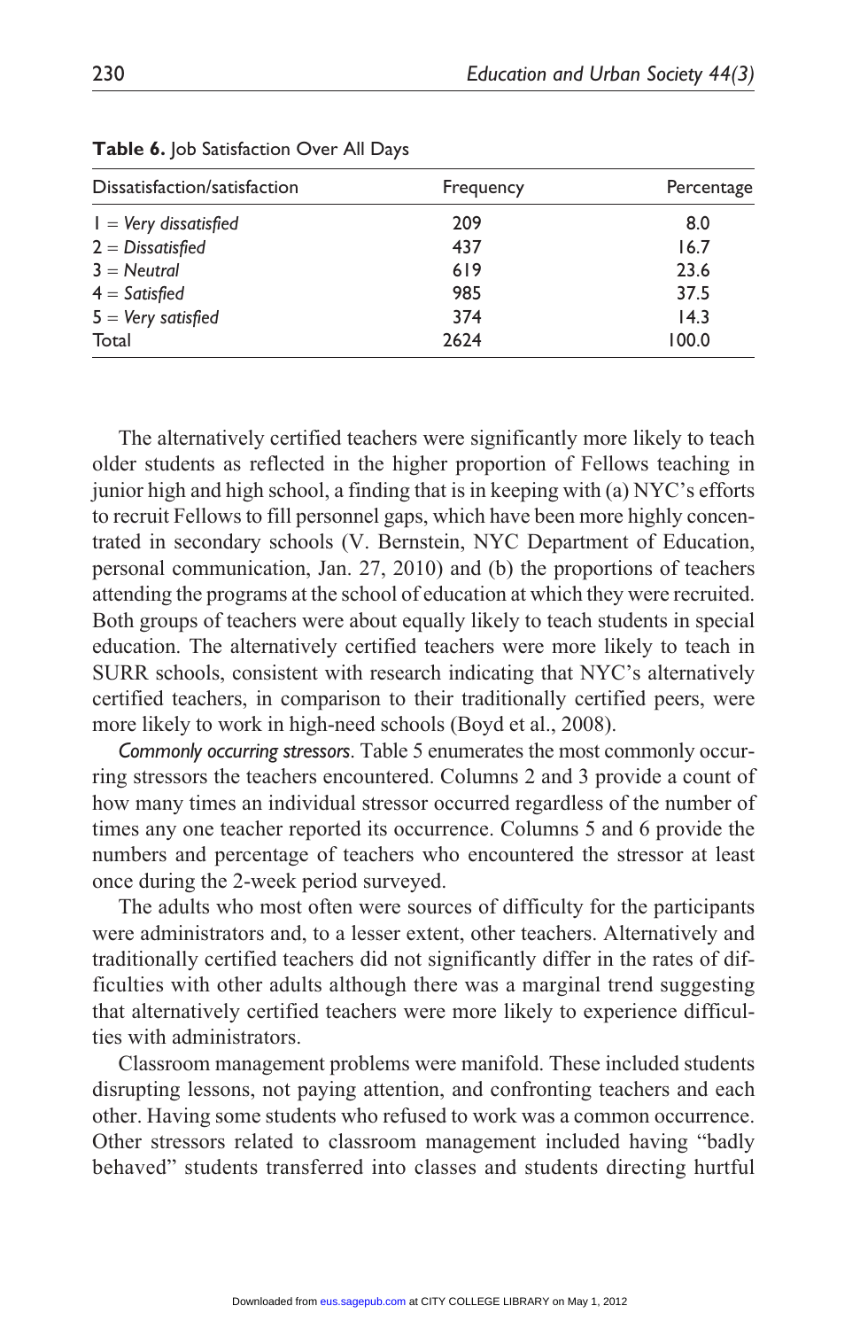**Table 6.** Job Satisfaction Over All Days

| Dissatisfaction/satisfaction | Frequency | Percentage |
|---|---|---|
| 1 = *Very dissatisfied* | 209 | 8.0 |
| 2 = *Dissatisfied* | 437 | 16.7 |
| 3 = *Neutral* | 619 | 23.6 |
| 4 = *Satisfied* | 985 | 37.5 |
| 5 = *Very satisfied* | 374 | 14.3 |
| Total | 2624 | 100.0 |

The alternatively certified teachers were significantly more likely to teach older students as reflected in the higher proportion of Fellows teaching in junior high and high school, a finding that is in keeping with (a) NYC's efforts to recruit Fellows to fill personnel gaps, which have been more highly concentrated in secondary schools (V. Bernstein, NYC Department of Education, personal communication, Jan. 27, 2010) and (b) the proportions of teachers attending the programs at the school of education at which they were recruited. Both groups of teachers were about equally likely to teach students in special education. The alternatively certified teachers were more likely to teach in SURR schools, consistent with research indicating that NYC's alternatively certified teachers, in comparison to their traditionally certified peers, were more likely to work in high-need schools (Boyd et al., 2008).

*Commonly occurring stressors*. Table 5 enumerates the most commonly occurring stressors the teachers encountered. Columns 2 and 3 provide a count of how many times an individual stressor occurred regardless of the number of times any one teacher reported its occurrence. Columns 5 and 6 provide the numbers and percentage of teachers who encountered the stressor at least once during the 2-week period surveyed.

The adults who most often were sources of difficulty for the participants were administrators and, to a lesser extent, other teachers. Alternatively and traditionally certified teachers did not significantly differ in the rates of difficulties with other adults although there was a marginal trend suggesting that alternatively certified teachers were more likely to experience difficulties with administrators.

Classroom management problems were manifold. These included students disrupting lessons, not paying attention, and confronting teachers and each other. Having some students who refused to work was a common occurrence. Other stressors related to classroom management included having "badly behaved" students transferred into classes and students directing hurtful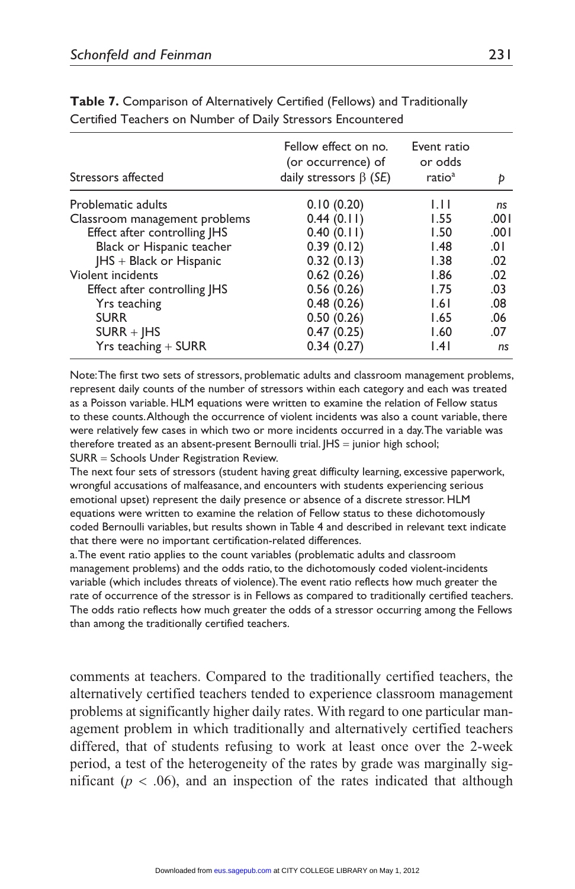**Table 7.** Comparison of Alternatively Certified (Fellows) and Traditionally Certified Teachers on Number of Daily Stressors Encountered

| Stressors affected | Fellow effect on no. (or occurrence) of daily stressors β (*SE*) | Event ratio or odds ratio[a] | *p* |
|---|---|---|---|
| Problematic adults | 0.10 (0.20) | 1.11 | *ns* |
| Classroom management problems | 0.44 (0.11) | 1.55 | .001 |
| Effect after controlling JHS | 0.40 (0.11) | 1.50 | .001 |
| Black or Hispanic teacher | 0.39 (0.12) | 1.48 | .01 |
| JHS + Black or Hispanic | 0.32 (0.13) | 1.38 | .02 |
| Violent incidents | 0.62 (0.26) | 1.86 | .02 |
| Effect after controlling JHS | 0.56 (0.26) | 1.75 | .03 |
| Yrs teaching | 0.48 (0.26) | 1.61 | .08 |
| SURR | 0.50 (0.26) | 1.65 | .06 |
| SURR + JHS | 0.47 (0.25) | 1.60 | .07 |
| Yrs teaching + SURR | 0.34 (0.27) | 1.41 | *ns* |

Note: The first two sets of stressors, problematic adults and classroom management problems, represent daily counts of the number of stressors within each category and each was treated as a Poisson variable. HLM equations were written to examine the relation of Fellow status to these counts. Although the occurrence of violent incidents was also a count variable, there were relatively few cases in which two or more incidents occurred in a day. The variable was therefore treated as an absent-present Bernoulli trial. JHS = junior high school; SURR = Schools Under Registration Review.

The next four sets of stressors (student having great difficulty learning, excessive paperwork, wrongful accusations of malfeasance, and encounters with students experiencing serious emotional upset) represent the daily presence or absence of a discrete stressor. HLM equations were written to examine the relation of Fellow status to these dichotomously coded Bernoulli variables, but results shown in Table 4 and described in relevant text indicate that there were no important certification-related differences.

a. The event ratio applies to the count variables (problematic adults and classroom management problems) and the odds ratio, to the dichotomously coded violent-incidents variable (which includes threats of violence). The event ratio reflects how much greater the rate of occurrence of the stressor is in Fellows as compared to traditionally certified teachers. The odds ratio reflects how much greater the odds of a stressor occurring among the Fellows than among the traditionally certified teachers.

comments at teachers. Compared to the traditionally certified teachers, the alternatively certified teachers tended to experience classroom management problems at significantly higher daily rates. With regard to one particular management problem in which traditionally and alternatively certified teachers differed, that of students refusing to work at least once over the 2-week period, a test of the heterogeneity of the rates by grade was marginally significant ($p < .06$), and an inspection of the rates indicated that although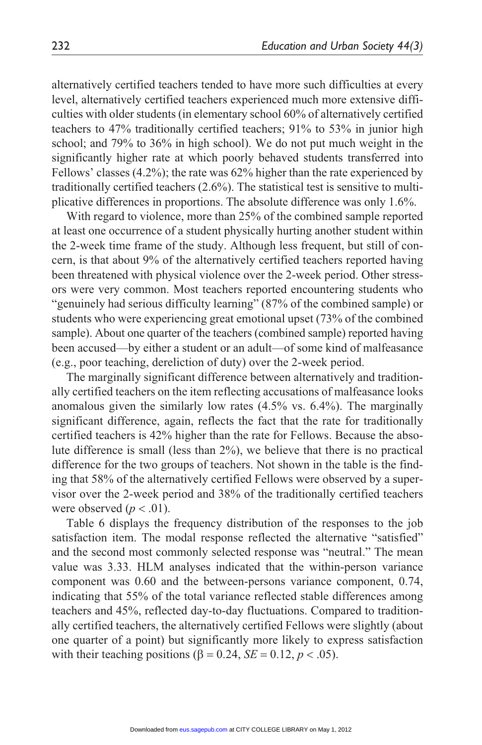alternatively certified teachers tended to have more such difficulties at every level, alternatively certified teachers experienced much more extensive difficulties with older students (in elementary school 60% of alternatively certified teachers to 47% traditionally certified teachers; 91% to 53% in junior high school; and 79% to 36% in high school). We do not put much weight in the significantly higher rate at which poorly behaved students transferred into Fellows' classes (4.2%); the rate was 62% higher than the rate experienced by traditionally certified teachers (2.6%). The statistical test is sensitive to multiplicative differences in proportions. The absolute difference was only 1.6%.

With regard to violence, more than 25% of the combined sample reported at least one occurrence of a student physically hurting another student within the 2-week time frame of the study. Although less frequent, but still of concern, is that about 9% of the alternatively certified teachers reported having been threatened with physical violence over the 2-week period. Other stressors were very common. Most teachers reported encountering students who "genuinely had serious difficulty learning" (87% of the combined sample) or students who were experiencing great emotional upset (73% of the combined sample). About one quarter of the teachers (combined sample) reported having been accused—by either a student or an adult—of some kind of malfeasance (e.g., poor teaching, dereliction of duty) over the 2-week period.

The marginally significant difference between alternatively and traditionally certified teachers on the item reflecting accusations of malfeasance looks anomalous given the similarly low rates (4.5% vs. 6.4%). The marginally significant difference, again, reflects the fact that the rate for traditionally certified teachers is 42% higher than the rate for Fellows. Because the absolute difference is small (less than 2%), we believe that there is no practical difference for the two groups of teachers. Not shown in the table is the finding that 58% of the alternatively certified Fellows were observed by a supervisor over the 2-week period and 38% of the traditionally certified teachers were observed ($p < .01$).

Table 6 displays the frequency distribution of the responses to the job satisfaction item. The modal response reflected the alternative "satisfied" and the second most commonly selected response was "neutral." The mean value was 3.33. HLM analyses indicated that the within-person variance component was 0.60 and the between-persons variance component, 0.74, indicating that 55% of the total variance reflected stable differences among teachers and 45%, reflected day-to-day fluctuations. Compared to traditionally certified teachers, the alternatively certified Fellows were slightly (about one quarter of a point) but significantly more likely to express satisfaction with their teaching positions ($\beta = 0.24$, $SE = 0.12$, $p < .05$).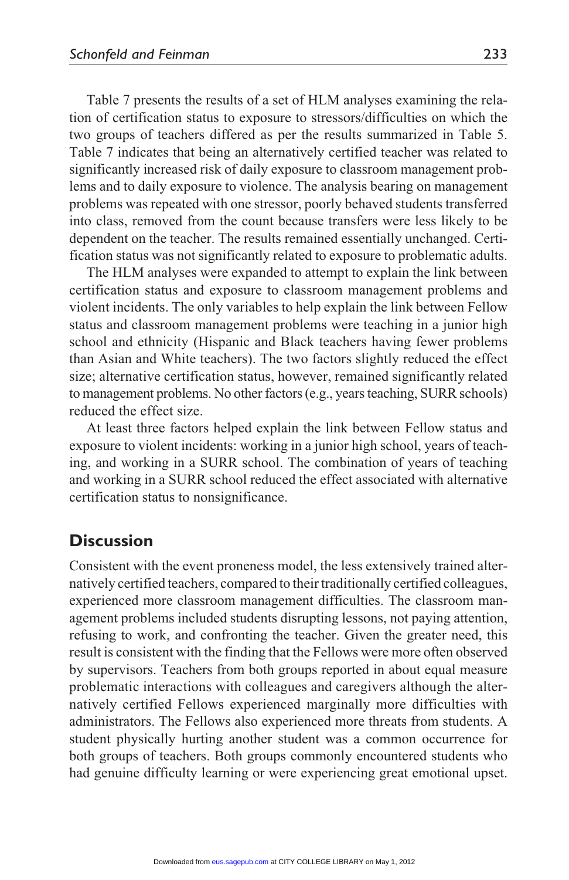Table 7 presents the results of a set of HLM analyses examining the relation of certification status to exposure to stressors/difficulties on which the two groups of teachers differed as per the results summarized in Table 5. Table 7 indicates that being an alternatively certified teacher was related to significantly increased risk of daily exposure to classroom management problems and to daily exposure to violence. The analysis bearing on management problems was repeated with one stressor, poorly behaved students transferred into class, removed from the count because transfers were less likely to be dependent on the teacher. The results remained essentially unchanged. Certification status was not significantly related to exposure to problematic adults.

The HLM analyses were expanded to attempt to explain the link between certification status and exposure to classroom management problems and violent incidents. The only variables to help explain the link between Fellow status and classroom management problems were teaching in a junior high school and ethnicity (Hispanic and Black teachers having fewer problems than Asian and White teachers). The two factors slightly reduced the effect size; alternative certification status, however, remained significantly related to management problems. No other factors (e.g., years teaching, SURR schools) reduced the effect size.

At least three factors helped explain the link between Fellow status and exposure to violent incidents: working in a junior high school, years of teaching, and working in a SURR school. The combination of years of teaching and working in a SURR school reduced the effect associated with alternative certification status to nonsignificance.

## Discussion

Consistent with the event proneness model, the less extensively trained alternatively certified teachers, compared to their traditionally certified colleagues, experienced more classroom management difficulties. The classroom management problems included students disrupting lessons, not paying attention, refusing to work, and confronting the teacher. Given the greater need, this result is consistent with the finding that the Fellows were more often observed by supervisors. Teachers from both groups reported in about equal measure problematic interactions with colleagues and caregivers although the alternatively certified Fellows experienced marginally more difficulties with administrators. The Fellows also experienced more threats from students. A student physically hurting another student was a common occurrence for both groups of teachers. Both groups commonly encountered students who had genuine difficulty learning or were experiencing great emotional upset.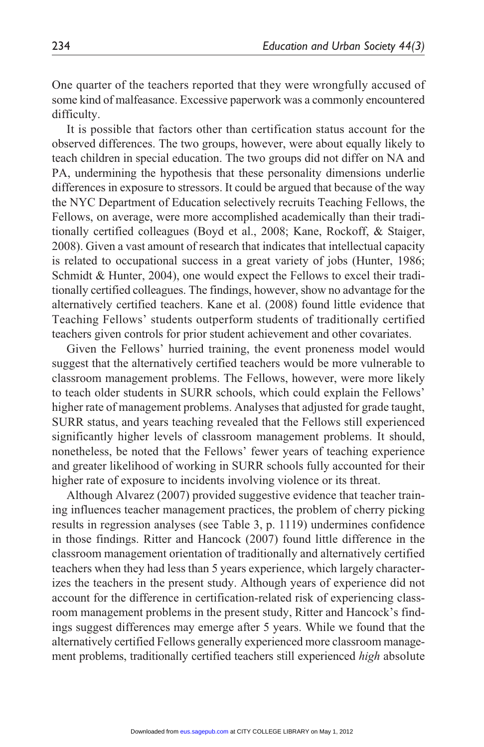One quarter of the teachers reported that they were wrongfully accused of some kind of malfeasance. Excessive paperwork was a commonly encountered difficulty.

It is possible that factors other than certification status account for the observed differences. The two groups, however, were about equally likely to teach children in special education. The two groups did not differ on NA and PA, undermining the hypothesis that these personality dimensions underlie differences in exposure to stressors. It could be argued that because of the way the NYC Department of Education selectively recruits Teaching Fellows, the Fellows, on average, were more accomplished academically than their traditionally certified colleagues (Boyd et al., 2008; Kane, Rockoff, & Staiger, 2008). Given a vast amount of research that indicates that intellectual capacity is related to occupational success in a great variety of jobs (Hunter, 1986; Schmidt & Hunter, 2004), one would expect the Fellows to excel their traditionally certified colleagues. The findings, however, show no advantage for the alternatively certified teachers. Kane et al. (2008) found little evidence that Teaching Fellows' students outperform students of traditionally certified teachers given controls for prior student achievement and other covariates.

Given the Fellows' hurried training, the event proneness model would suggest that the alternatively certified teachers would be more vulnerable to classroom management problems. The Fellows, however, were more likely to teach older students in SURR schools, which could explain the Fellows' higher rate of management problems. Analyses that adjusted for grade taught, SURR status, and years teaching revealed that the Fellows still experienced significantly higher levels of classroom management problems. It should, nonetheless, be noted that the Fellows' fewer years of teaching experience and greater likelihood of working in SURR schools fully accounted for their higher rate of exposure to incidents involving violence or its threat.

Although Alvarez (2007) provided suggestive evidence that teacher training influences teacher management practices, the problem of cherry picking results in regression analyses (see Table 3, p. 1119) undermines confidence in those findings. Ritter and Hancock (2007) found little difference in the classroom management orientation of traditionally and alternatively certified teachers when they had less than 5 years experience, which largely characterizes the teachers in the present study. Although years of experience did not account for the difference in certification-related risk of experiencing classroom management problems in the present study, Ritter and Hancock's findings suggest differences may emerge after 5 years. While we found that the alternatively certified Fellows generally experienced more classroom management problems, traditionally certified teachers still experienced *high* absolute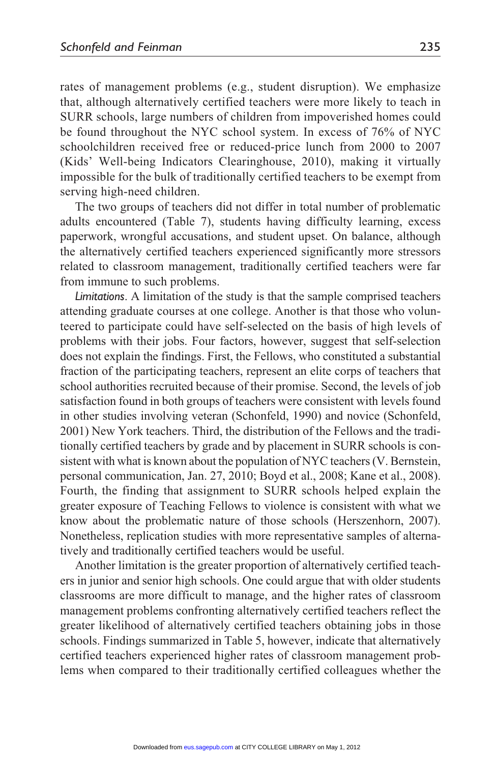rates of management problems (e.g., student disruption). We emphasize that, although alternatively certified teachers were more likely to teach in SURR schools, large numbers of children from impoverished homes could be found throughout the NYC school system. In excess of 76% of NYC schoolchildren received free or reduced-price lunch from 2000 to 2007 (Kids' Well-being Indicators Clearinghouse, 2010), making it virtually impossible for the bulk of traditionally certified teachers to be exempt from serving high-need children.

The two groups of teachers did not differ in total number of problematic adults encountered (Table 7), students having difficulty learning, excess paperwork, wrongful accusations, and student upset. On balance, although the alternatively certified teachers experienced significantly more stressors related to classroom management, traditionally certified teachers were far from immune to such problems.

*Limitations*. A limitation of the study is that the sample comprised teachers attending graduate courses at one college. Another is that those who volunteered to participate could have self-selected on the basis of high levels of problems with their jobs. Four factors, however, suggest that self-selection does not explain the findings. First, the Fellows, who constituted a substantial fraction of the participating teachers, represent an elite corps of teachers that school authorities recruited because of their promise. Second, the levels of job satisfaction found in both groups of teachers were consistent with levels found in other studies involving veteran (Schonfeld, 1990) and novice (Schonfeld, 2001) New York teachers. Third, the distribution of the Fellows and the traditionally certified teachers by grade and by placement in SURR schools is consistent with what is known about the population of NYC teachers (V. Bernstein, personal communication, Jan. 27, 2010; Boyd et al., 2008; Kane et al., 2008). Fourth, the finding that assignment to SURR schools helped explain the greater exposure of Teaching Fellows to violence is consistent with what we know about the problematic nature of those schools (Herszenhorn, 2007). Nonetheless, replication studies with more representative samples of alternatively and traditionally certified teachers would be useful.

Another limitation is the greater proportion of alternatively certified teachers in junior and senior high schools. One could argue that with older students classrooms are more difficult to manage, and the higher rates of classroom management problems confronting alternatively certified teachers reflect the greater likelihood of alternatively certified teachers obtaining jobs in those schools. Findings summarized in Table 5, however, indicate that alternatively certified teachers experienced higher rates of classroom management problems when compared to their traditionally certified colleagues whether the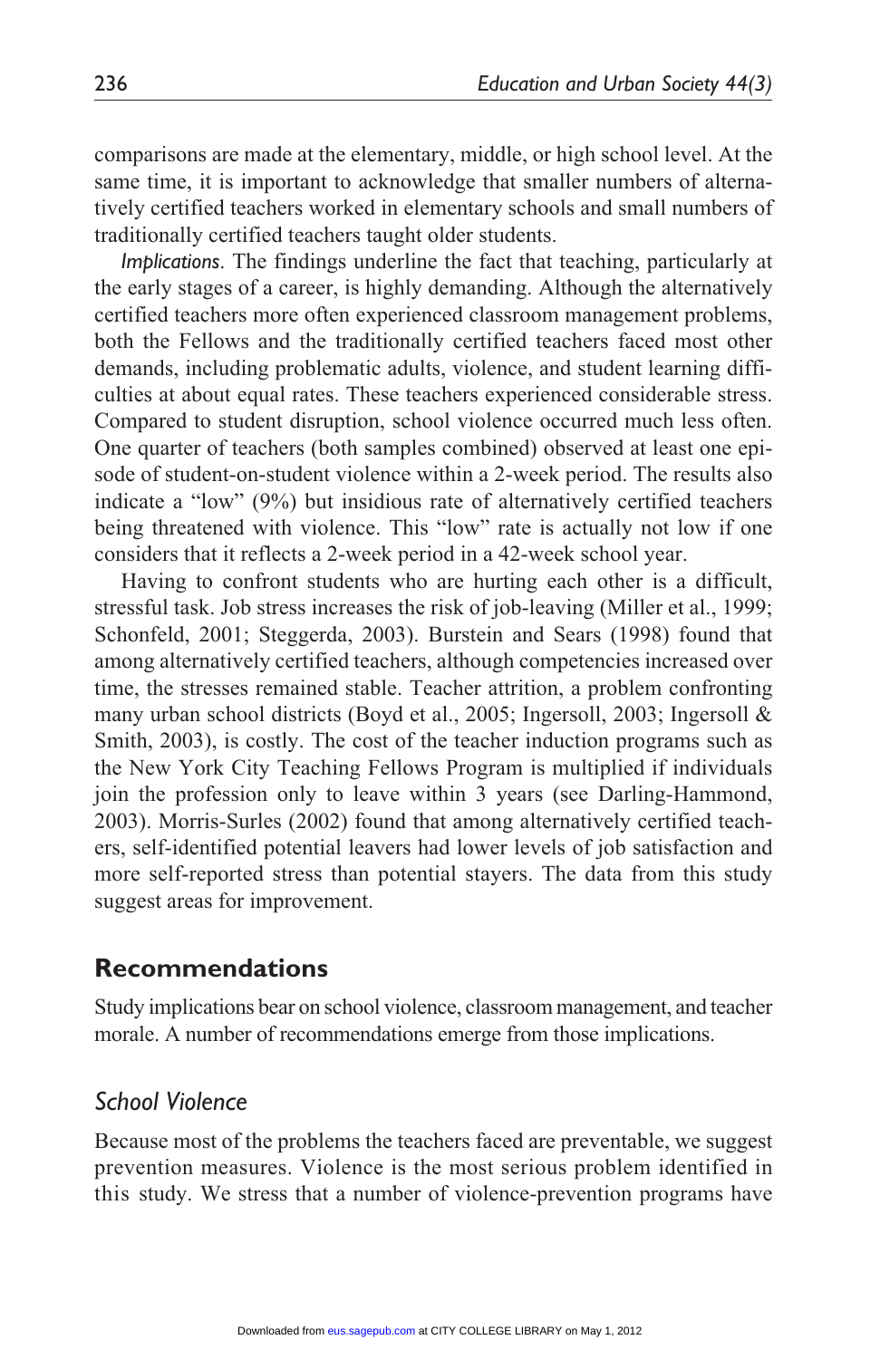comparisons are made at the elementary, middle, or high school level. At the same time, it is important to acknowledge that smaller numbers of alternatively certified teachers worked in elementary schools and small numbers of traditionally certified teachers taught older students.

*Implications*. The findings underline the fact that teaching, particularly at the early stages of a career, is highly demanding. Although the alternatively certified teachers more often experienced classroom management problems, both the Fellows and the traditionally certified teachers faced most other demands, including problematic adults, violence, and student learning difficulties at about equal rates. These teachers experienced considerable stress. Compared to student disruption, school violence occurred much less often. One quarter of teachers (both samples combined) observed at least one episode of student-on-student violence within a 2-week period. The results also indicate a "low" (9%) but insidious rate of alternatively certified teachers being threatened with violence. This "low" rate is actually not low if one considers that it reflects a 2-week period in a 42-week school year.

Having to confront students who are hurting each other is a difficult, stressful task. Job stress increases the risk of job-leaving (Miller et al., 1999; Schonfeld, 2001; Steggerda, 2003). Burstein and Sears (1998) found that among alternatively certified teachers, although competencies increased over time, the stresses remained stable. Teacher attrition, a problem confronting many urban school districts (Boyd et al., 2005; Ingersoll, 2003; Ingersoll & Smith, 2003), is costly. The cost of the teacher induction programs such as the New York City Teaching Fellows Program is multiplied if individuals join the profession only to leave within 3 years (see Darling-Hammond, 2003). Morris-Surles (2002) found that among alternatively certified teachers, self-identified potential leavers had lower levels of job satisfaction and more self-reported stress than potential stayers. The data from this study suggest areas for improvement.

## Recommendations

Study implications bear on school violence, classroom management, and teacher morale. A number of recommendations emerge from those implications.

### *School Violence*

Because most of the problems the teachers faced are preventable, we suggest prevention measures. Violence is the most serious problem identified in this study. We stress that a number of violence-prevention programs have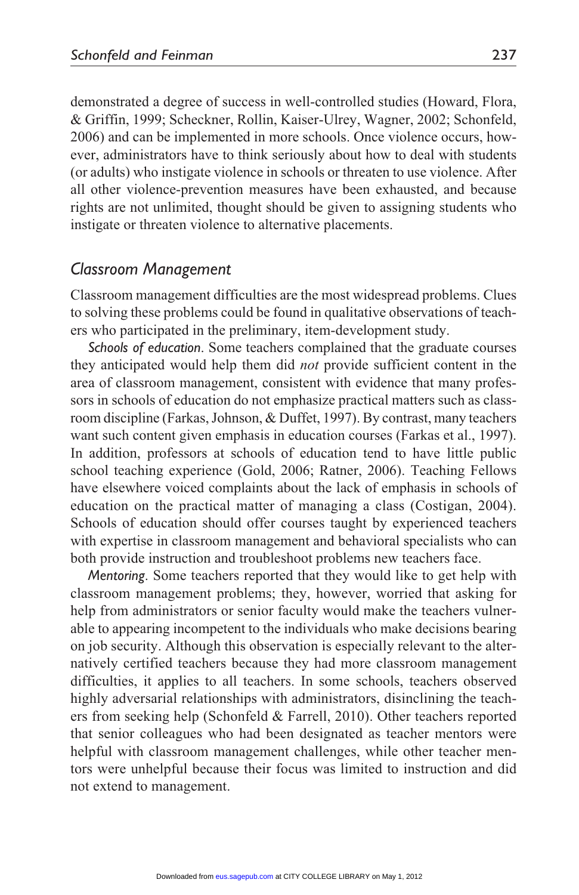demonstrated a degree of success in well-controlled studies (Howard, Flora, & Griffin, 1999; Scheckner, Rollin, Kaiser-Ulrey, Wagner, 2002; Schonfeld, 2006) and can be implemented in more schools. Once violence occurs, however, administrators have to think seriously about how to deal with students (or adults) who instigate violence in schools or threaten to use violence. After all other violence-prevention measures have been exhausted, and because rights are not unlimited, thought should be given to assigning students who instigate or threaten violence to alternative placements.

## Classroom Management

Classroom management difficulties are the most widespread problems. Clues to solving these problems could be found in qualitative observations of teachers who participated in the preliminary, item-development study.

*Schools of education*. Some teachers complained that the graduate courses they anticipated would help them did *not* provide sufficient content in the area of classroom management, consistent with evidence that many professors in schools of education do not emphasize practical matters such as classroom discipline (Farkas, Johnson, & Duffet, 1997). By contrast, many teachers want such content given emphasis in education courses (Farkas et al., 1997). In addition, professors at schools of education tend to have little public school teaching experience (Gold, 2006; Ratner, 2006). Teaching Fellows have elsewhere voiced complaints about the lack of emphasis in schools of education on the practical matter of managing a class (Costigan, 2004). Schools of education should offer courses taught by experienced teachers with expertise in classroom management and behavioral specialists who can both provide instruction and troubleshoot problems new teachers face.

*Mentoring*. Some teachers reported that they would like to get help with classroom management problems; they, however, worried that asking for help from administrators or senior faculty would make the teachers vulnerable to appearing incompetent to the individuals who make decisions bearing on job security. Although this observation is especially relevant to the alternatively certified teachers because they had more classroom management difficulties, it applies to all teachers. In some schools, teachers observed highly adversarial relationships with administrators, disinclining the teachers from seeking help (Schonfeld & Farrell, 2010). Other teachers reported that senior colleagues who had been designated as teacher mentors were helpful with classroom management challenges, while other teacher mentors were unhelpful because their focus was limited to instruction and did not extend to management.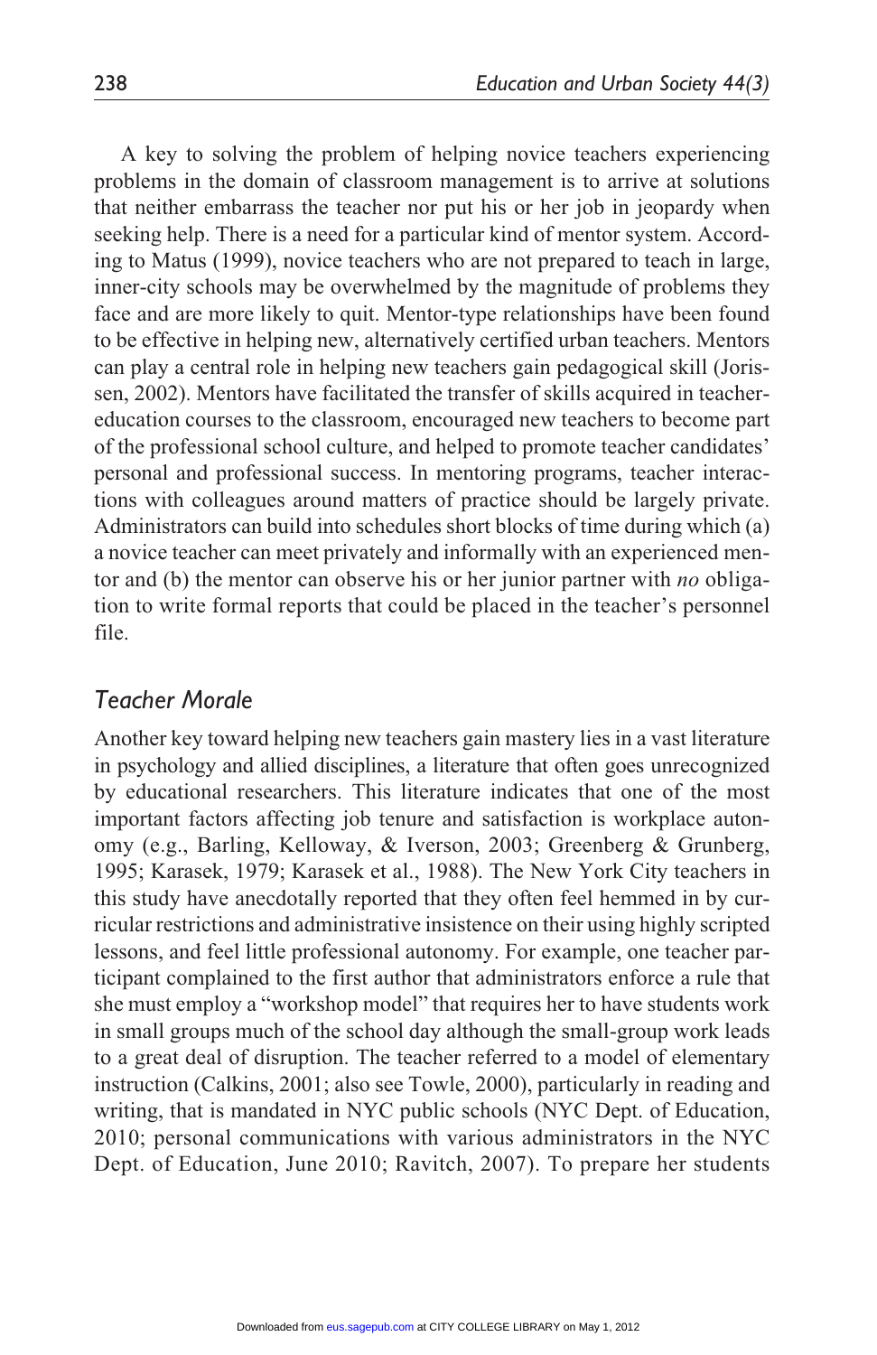A key to solving the problem of helping novice teachers experiencing problems in the domain of classroom management is to arrive at solutions that neither embarrass the teacher nor put his or her job in jeopardy when seeking help. There is a need for a particular kind of mentor system. According to Matus (1999), novice teachers who are not prepared to teach in large, inner-city schools may be overwhelmed by the magnitude of problems they face and are more likely to quit. Mentor-type relationships have been found to be effective in helping new, alternatively certified urban teachers. Mentors can play a central role in helping new teachers gain pedagogical skill (Jorissen, 2002). Mentors have facilitated the transfer of skills acquired in teacher-education courses to the classroom, encouraged new teachers to become part of the professional school culture, and helped to promote teacher candidates' personal and professional success. In mentoring programs, teacher interactions with colleagues around matters of practice should be largely private. Administrators can build into schedules short blocks of time during which (a) a novice teacher can meet privately and informally with an experienced mentor and (b) the mentor can observe his or her junior partner with *no* obligation to write formal reports that could be placed in the teacher's personnel file.

## Teacher Morale

Another key toward helping new teachers gain mastery lies in a vast literature in psychology and allied disciplines, a literature that often goes unrecognized by educational researchers. This literature indicates that one of the most important factors affecting job tenure and satisfaction is workplace autonomy (e.g., Barling, Kelloway, & Iverson, 2003; Greenberg & Grunberg, 1995; Karasek, 1979; Karasek et al., 1988). The New York City teachers in this study have anecdotally reported that they often feel hemmed in by curricular restrictions and administrative insistence on their using highly scripted lessons, and feel little professional autonomy. For example, one teacher participant complained to the first author that administrators enforce a rule that she must employ a "workshop model" that requires her to have students work in small groups much of the school day although the small-group work leads to a great deal of disruption. The teacher referred to a model of elementary instruction (Calkins, 2001; also see Towle, 2000), particularly in reading and writing, that is mandated in NYC public schools (NYC Dept. of Education, 2010; personal communications with various administrators in the NYC Dept. of Education, June 2010; Ravitch, 2007). To prepare her students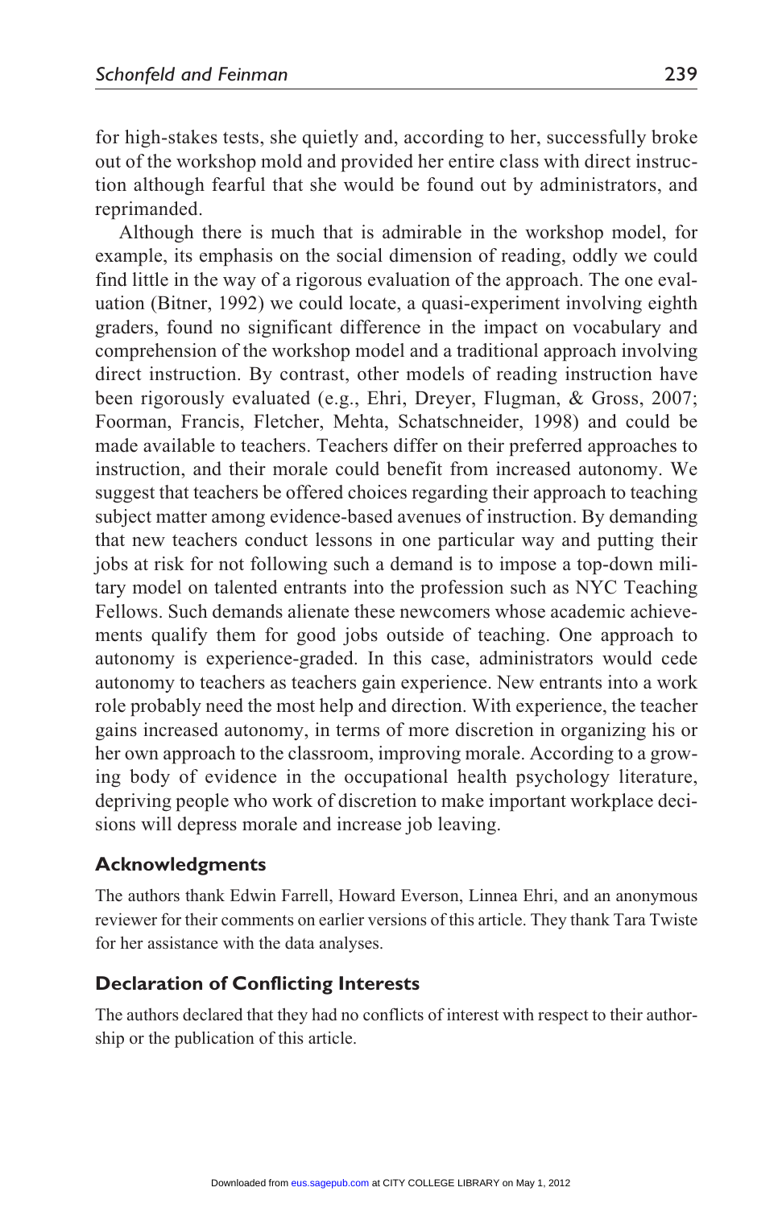for high-stakes tests, she quietly and, according to her, successfully broke out of the workshop mold and provided her entire class with direct instruction although fearful that she would be found out by administrators, and reprimanded.

Although there is much that is admirable in the workshop model, for example, its emphasis on the social dimension of reading, oddly we could find little in the way of a rigorous evaluation of the approach. The one evaluation (Bitner, 1992) we could locate, a quasi-experiment involving eighth graders, found no significant difference in the impact on vocabulary and comprehension of the workshop model and a traditional approach involving direct instruction. By contrast, other models of reading instruction have been rigorously evaluated (e.g., Ehri, Dreyer, Flugman, & Gross, 2007; Foorman, Francis, Fletcher, Mehta, Schatschneider, 1998) and could be made available to teachers. Teachers differ on their preferred approaches to instruction, and their morale could benefit from increased autonomy. We suggest that teachers be offered choices regarding their approach to teaching subject matter among evidence-based avenues of instruction. By demanding that new teachers conduct lessons in one particular way and putting their jobs at risk for not following such a demand is to impose a top-down military model on talented entrants into the profession such as NYC Teaching Fellows. Such demands alienate these newcomers whose academic achievements qualify them for good jobs outside of teaching. One approach to autonomy is experience-graded. In this case, administrators would cede autonomy to teachers as teachers gain experience. New entrants into a work role probably need the most help and direction. With experience, the teacher gains increased autonomy, in terms of more discretion in organizing his or her own approach to the classroom, improving morale. According to a growing body of evidence in the occupational health psychology literature, depriving people who work of discretion to make important workplace decisions will depress morale and increase job leaving.

## Acknowledgments

The authors thank Edwin Farrell, Howard Everson, Linnea Ehri, and an anonymous reviewer for their comments on earlier versions of this article. They thank Tara Twiste for her assistance with the data analyses.

## Declaration of Conflicting Interests

The authors declared that they had no conflicts of interest with respect to their authorship or the publication of this article.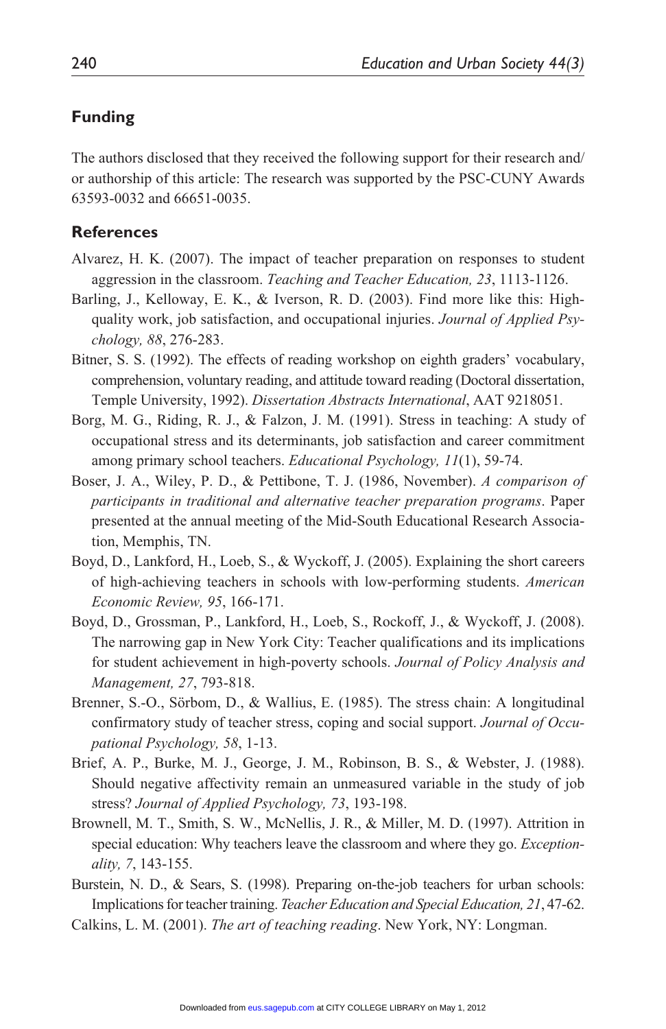## Funding

The authors disclosed that they received the following support for their research and/or authorship of this article: The research was supported by the PSC-CUNY Awards 63593-0032 and 66651-0035.

## References

Alvarez, H. K. (2007). The impact of teacher preparation on responses to student aggression in the classroom. *Teaching and Teacher Education, 23*, 1113-1126.

Barling, J., Kelloway, E. K., & Iverson, R. D. (2003). Find more like this: High-quality work, job satisfaction, and occupational injuries. *Journal of Applied Psychology, 88*, 276-283.

Bitner, S. S. (1992). The effects of reading workshop on eighth graders' vocabulary, comprehension, voluntary reading, and attitude toward reading (Doctoral dissertation, Temple University, 1992). *Dissertation Abstracts International*, AAT 9218051.

Borg, M. G., Riding, R. J., & Falzon, J. M. (1991). Stress in teaching: A study of occupational stress and its determinants, job satisfaction and career commitment among primary school teachers. *Educational Psychology, 11*(1), 59-74.

Boser, J. A., Wiley, P. D., & Pettibone, T. J. (1986, November). *A comparison of participants in traditional and alternative teacher preparation programs*. Paper presented at the annual meeting of the Mid-South Educational Research Association, Memphis, TN.

Boyd, D., Lankford, H., Loeb, S., & Wyckoff, J. (2005). Explaining the short careers of high-achieving teachers in schools with low-performing students. *American Economic Review, 95*, 166-171.

Boyd, D., Grossman, P., Lankford, H., Loeb, S., Rockoff, J., & Wyckoff, J. (2008). The narrowing gap in New York City: Teacher qualifications and its implications for student achievement in high-poverty schools. *Journal of Policy Analysis and Management, 27*, 793-818.

Brenner, S.-O., Sörbom, D., & Wallius, E. (1985). The stress chain: A longitudinal confirmatory study of teacher stress, coping and social support. *Journal of Occupational Psychology, 58*, 1-13.

Brief, A. P., Burke, M. J., George, J. M., Robinson, B. S., & Webster, J. (1988). Should negative affectivity remain an unmeasured variable in the study of job stress? *Journal of Applied Psychology, 73*, 193-198.

Brownell, M. T., Smith, S. W., McNellis, J. R., & Miller, M. D. (1997). Attrition in special education: Why teachers leave the classroom and where they go. *Exceptionality, 7*, 143-155.

Burstein, N. D., & Sears, S. (1998). Preparing on-the-job teachers for urban schools: Implications for teacher training. *Teacher Education and Special Education, 21*, 47-62.

Calkins, L. M. (2001). *The art of teaching reading*. New York, NY: Longman.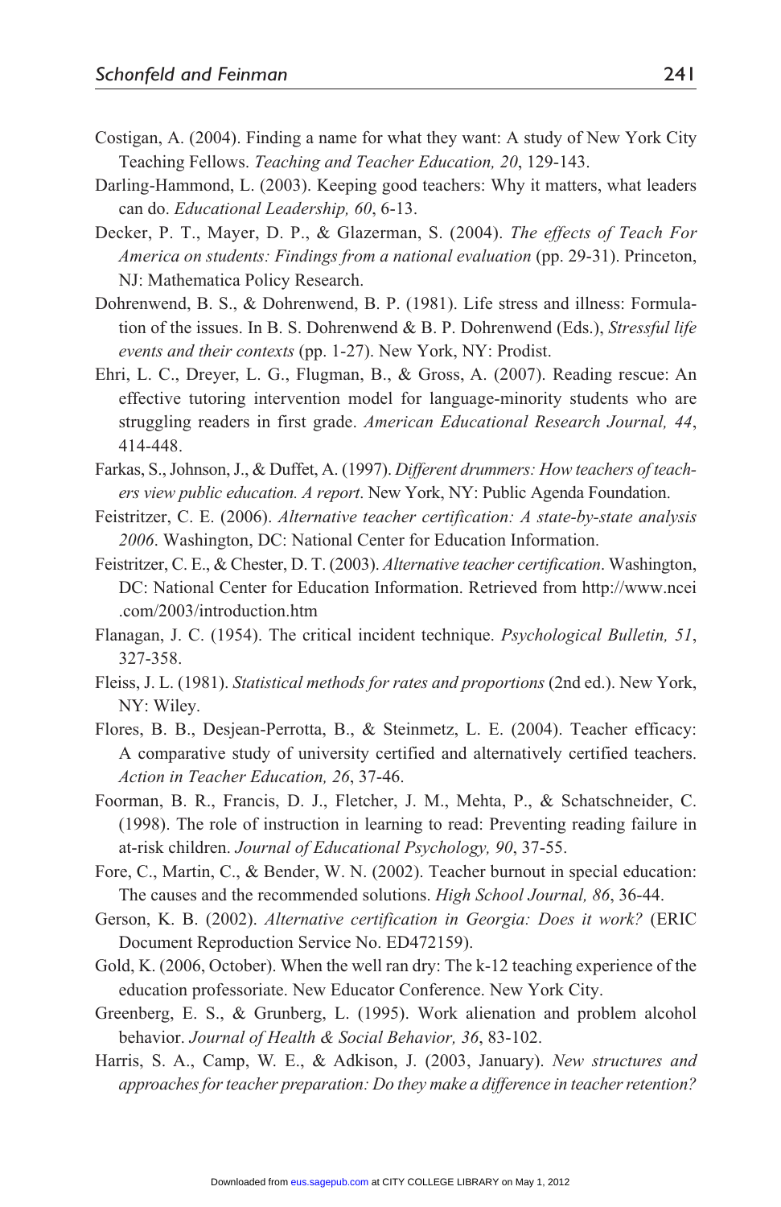Costigan, A. (2004). Finding a name for what they want: A study of New York City Teaching Fellows. *Teaching and Teacher Education, 20*, 129-143.

Darling-Hammond, L. (2003). Keeping good teachers: Why it matters, what leaders can do. *Educational Leadership, 60*, 6-13.

Decker, P. T., Mayer, D. P., & Glazerman, S. (2004). *The effects of Teach For America on students: Findings from a national evaluation* (pp. 29-31). Princeton, NJ: Mathematica Policy Research.

Dohrenwend, B. S., & Dohrenwend, B. P. (1981). Life stress and illness: Formulation of the issues. In B. S. Dohrenwend & B. P. Dohrenwend (Eds.), *Stressful life events and their contexts* (pp. 1-27). New York, NY: Prodist.

Ehri, L. C., Dreyer, L. G., Flugman, B., & Gross, A. (2007). Reading rescue: An effective tutoring intervention model for language-minority students who are struggling readers in first grade. *American Educational Research Journal, 44*, 414-448.

Farkas, S., Johnson, J., & Duffet, A. (1997). *Different drummers: How teachers of teachers view public education. A report*. New York, NY: Public Agenda Foundation.

Feistritzer, C. E. (2006). *Alternative teacher certification: A state-by-state analysis 2006*. Washington, DC: National Center for Education Information.

Feistritzer, C. E., & Chester, D. T. (2003). *Alternative teacher certification*. Washington, DC: National Center for Education Information. Retrieved from http://www.ncei.com/2003/introduction.htm

Flanagan, J. C. (1954). The critical incident technique. *Psychological Bulletin, 51*, 327-358.

Fleiss, J. L. (1981). *Statistical methods for rates and proportions* (2nd ed.). New York, NY: Wiley.

Flores, B. B., Desjean-Perrotta, B., & Steinmetz, L. E. (2004). Teacher efficacy: A comparative study of university certified and alternatively certified teachers. *Action in Teacher Education, 26*, 37-46.

Foorman, B. R., Francis, D. J., Fletcher, J. M., Mehta, P., & Schatschneider, C. (1998). The role of instruction in learning to read: Preventing reading failure in at-risk children. *Journal of Educational Psychology, 90*, 37-55.

Fore, C., Martin, C., & Bender, W. N. (2002). Teacher burnout in special education: The causes and the recommended solutions. *High School Journal, 86*, 36-44.

Gerson, K. B. (2002). *Alternative certification in Georgia: Does it work?* (ERIC Document Reproduction Service No. ED472159).

Gold, K. (2006, October). When the well ran dry: The k-12 teaching experience of the education professoriate. New Educator Conference. New York City.

Greenberg, E. S., & Grunberg, L. (1995). Work alienation and problem alcohol behavior. *Journal of Health & Social Behavior, 36*, 83-102.

Harris, S. A., Camp, W. E., & Adkison, J. (2003, January). *New structures and approaches for teacher preparation: Do they make a difference in teacher retention?*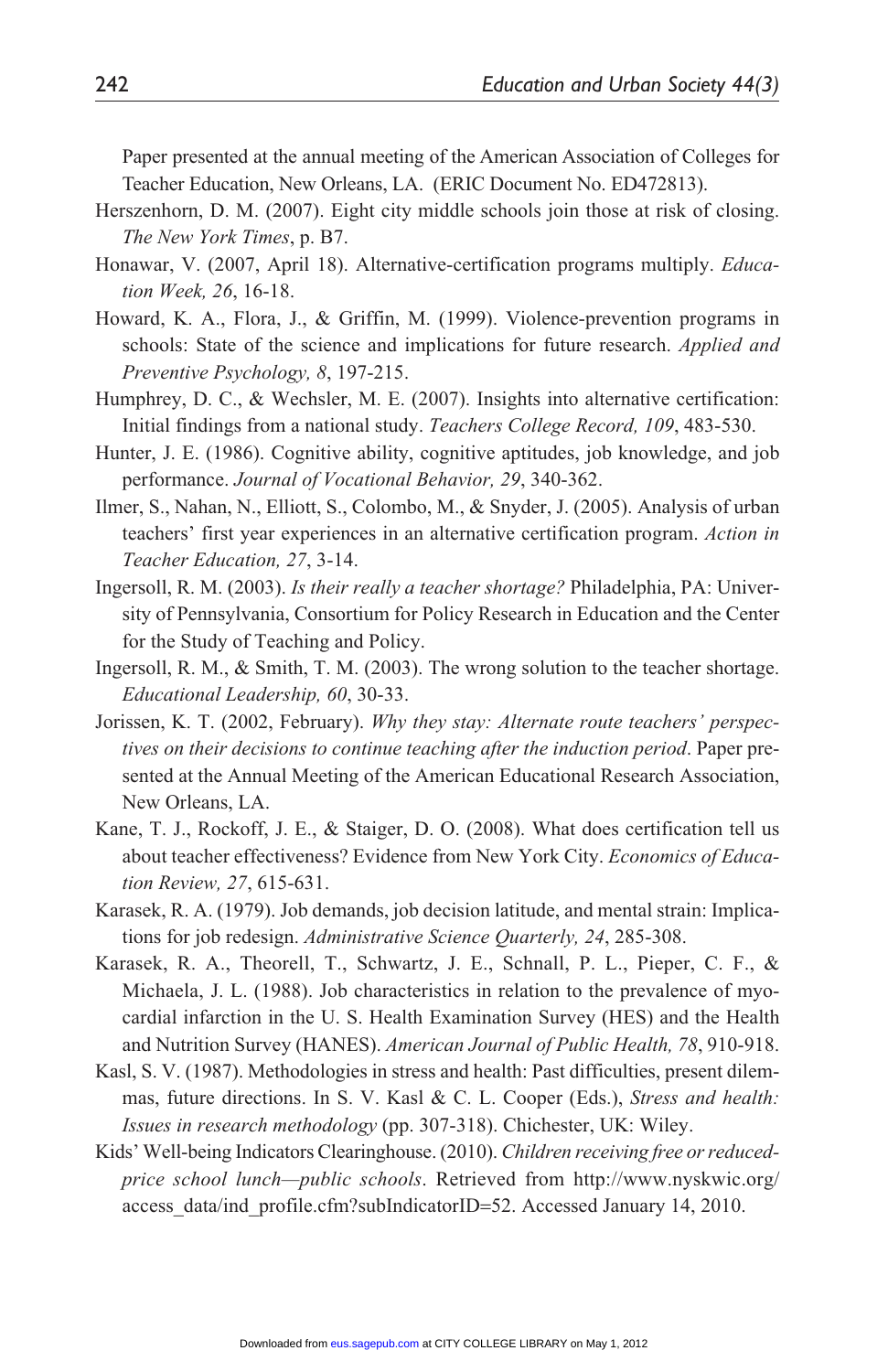Paper presented at the annual meeting of the American Association of Colleges for Teacher Education, New Orleans, LA. (ERIC Document No. ED472813).

Herszenhorn, D. M. (2007). Eight city middle schools join those at risk of closing. *The New York Times*, p. B7.

Honawar, V. (2007, April 18). Alternative-certification programs multiply. *Education Week, 26*, 16-18.

Howard, K. A., Flora, J., & Griffin, M. (1999). Violence-prevention programs in schools: State of the science and implications for future research. *Applied and Preventive Psychology, 8*, 197-215.

Humphrey, D. C., & Wechsler, M. E. (2007). Insights into alternative certification: Initial findings from a national study. *Teachers College Record, 109*, 483-530.

Hunter, J. E. (1986). Cognitive ability, cognitive aptitudes, job knowledge, and job performance. *Journal of Vocational Behavior, 29*, 340-362.

Ilmer, S., Nahan, N., Elliott, S., Colombo, M., & Snyder, J. (2005). Analysis of urban teachers' first year experiences in an alternative certification program. *Action in Teacher Education, 27*, 3-14.

Ingersoll, R. M. (2003). *Is their really a teacher shortage?* Philadelphia, PA: University of Pennsylvania, Consortium for Policy Research in Education and the Center for the Study of Teaching and Policy.

Ingersoll, R. M., & Smith, T. M. (2003). The wrong solution to the teacher shortage. *Educational Leadership, 60*, 30-33.

Jorissen, K. T. (2002, February). *Why they stay: Alternate route teachers' perspectives on their decisions to continue teaching after the induction period*. Paper presented at the Annual Meeting of the American Educational Research Association, New Orleans, LA.

Kane, T. J., Rockoff, J. E., & Staiger, D. O. (2008). What does certification tell us about teacher effectiveness? Evidence from New York City. *Economics of Education Review, 27*, 615-631.

Karasek, R. A. (1979). Job demands, job decision latitude, and mental strain: Implications for job redesign. *Administrative Science Quarterly, 24*, 285-308.

Karasek, R. A., Theorell, T., Schwartz, J. E., Schnall, P. L., Pieper, C. F., & Michaela, J. L. (1988). Job characteristics in relation to the prevalence of myocardial infarction in the U. S. Health Examination Survey (HES) and the Health and Nutrition Survey (HANES). *American Journal of Public Health, 78*, 910-918.

Kasl, S. V. (1987). Methodologies in stress and health: Past difficulties, present dilemmas, future directions. In S. V. Kasl & C. L. Cooper (Eds.), *Stress and health: Issues in research methodology* (pp. 307-318). Chichester, UK: Wiley.

Kids' Well-being Indicators Clearinghouse. (2010). *Children receiving free or reduced-price school lunch—public schools*. Retrieved from http://www.nyskwic.org/access_data/ind_profile.cfm?subIndicatorID=52. Accessed January 14, 2010.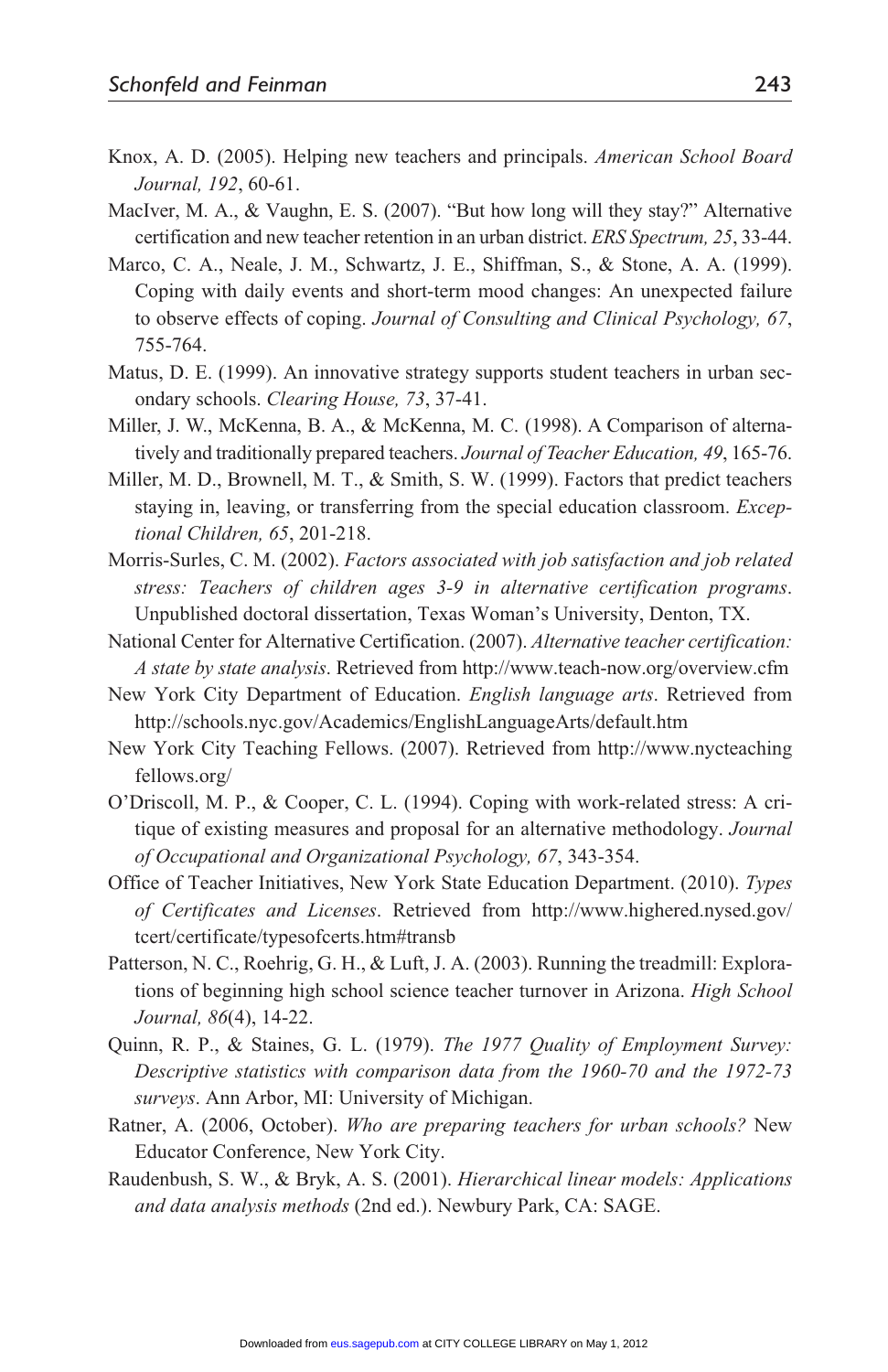Knox, A. D. (2005). Helping new teachers and principals. *American School Board Journal, 192*, 60-61.

MacIver, M. A., & Vaughn, E. S. (2007). "But how long will they stay?" Alternative certification and new teacher retention in an urban district. *ERS Spectrum, 25*, 33-44.

Marco, C. A., Neale, J. M., Schwartz, J. E., Shiffman, S., & Stone, A. A. (1999). Coping with daily events and short-term mood changes: An unexpected failure to observe effects of coping. *Journal of Consulting and Clinical Psychology, 67*, 755-764.

Matus, D. E. (1999). An innovative strategy supports student teachers in urban secondary schools. *Clearing House, 73*, 37-41.

Miller, J. W., McKenna, B. A., & McKenna, M. C. (1998). A Comparison of alternatively and traditionally prepared teachers. *Journal of Teacher Education, 49*, 165-76.

Miller, M. D., Brownell, M. T., & Smith, S. W. (1999). Factors that predict teachers staying in, leaving, or transferring from the special education classroom. *Exceptional Children, 65*, 201-218.

Morris-Surles, C. M. (2002). *Factors associated with job satisfaction and job related stress: Teachers of children ages 3-9 in alternative certification programs*. Unpublished doctoral dissertation, Texas Woman's University, Denton, TX.

National Center for Alternative Certification. (2007). *Alternative teacher certification: A state by state analysis*. Retrieved from http://www.teach-now.org/overview.cfm

New York City Department of Education. *English language arts*. Retrieved from http://schools.nyc.gov/Academics/EnglishLanguageArts/default.htm

New York City Teaching Fellows. (2007). Retrieved from http://www.nycteachingfellows.org/

O'Driscoll, M. P., & Cooper, C. L. (1994). Coping with work-related stress: A critique of existing measures and proposal for an alternative methodology. *Journal of Occupational and Organizational Psychology, 67*, 343-354.

Office of Teacher Initiatives, New York State Education Department. (2010). *Types of Certificates and Licenses*. Retrieved from http://www.highered.nysed.gov/tcert/certificate/typesofcerts.htm#transb

Patterson, N. C., Roehrig, G. H., & Luft, J. A. (2003). Running the treadmill: Explorations of beginning high school science teacher turnover in Arizona. *High School Journal, 86*(4), 14-22.

Quinn, R. P., & Staines, G. L. (1979). *The 1977 Quality of Employment Survey: Descriptive statistics with comparison data from the 1960-70 and the 1972-73 surveys*. Ann Arbor, MI: University of Michigan.

Ratner, A. (2006, October). *Who are preparing teachers for urban schools?* New Educator Conference, New York City.

Raudenbush, S. W., & Bryk, A. S. (2001). *Hierarchical linear models: Applications and data analysis methods* (2nd ed.). Newbury Park, CA: SAGE.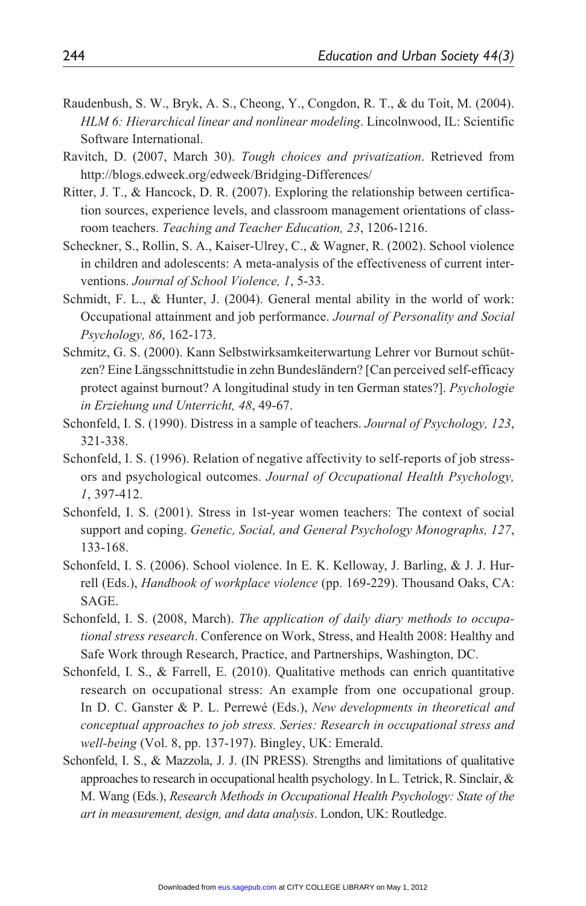Raudenbush, S. W., Bryk, A. S., Cheong, Y., Congdon, R. T., & du Toit, M. (2004). *HLM 6: Hierarchical linear and nonlinear modeling*. Lincolnwood, IL: Scientific Software International.

Ravitch, D. (2007, March 30). *Tough choices and privatization*. Retrieved from http://blogs.edweek.org/edweek/Bridging-Differences/

Ritter, J. T., & Hancock, D. R. (2007). Exploring the relationship between certification sources, experience levels, and classroom management orientations of classroom teachers. *Teaching and Teacher Education, 23*, 1206-1216.

Scheckner, S., Rollin, S. A., Kaiser-Ulrey, C., & Wagner, R. (2002). School violence in children and adolescents: A meta-analysis of the effectiveness of current interventions. *Journal of School Violence, 1*, 5-33.

Schmidt, F. L., & Hunter, J. (2004). General mental ability in the world of work: Occupational attainment and job performance. *Journal of Personality and Social Psychology, 86*, 162-173.

Schmitz, G. S. (2000). Kann Selbstwirksamkeiterwartung Lehrer vor Burnout schützen? Eine Längsschnittstudie in zehn Bundesländern? [Can perceived self-efficacy protect against burnout? A longitudinal study in ten German states?]. *Psychologie in Erziehung und Unterricht, 48*, 49-67.

Schonfeld, I. S. (1990). Distress in a sample of teachers. *Journal of Psychology, 123*, 321-338.

Schonfeld, I. S. (1996). Relation of negative affectivity to self-reports of job stressors and psychological outcomes. *Journal of Occupational Health Psychology, 1*, 397-412.

Schonfeld, I. S. (2001). Stress in 1st-year women teachers: The context of social support and coping. *Genetic, Social, and General Psychology Monographs, 127*, 133-168.

Schonfeld, I. S. (2006). School violence. In E. K. Kelloway, J. Barling, & J. J. Hurrell (Eds.), *Handbook of workplace violence* (pp. 169-229). Thousand Oaks, CA: SAGE.

Schonfeld, I. S. (2008, March). *The application of daily diary methods to occupational stress research*. Conference on Work, Stress, and Health 2008: Healthy and Safe Work through Research, Practice, and Partnerships, Washington, DC.

Schonfeld, I. S., & Farrell, E. (2010). Qualitative methods can enrich quantitative research on occupational stress: An example from one occupational group. In D. C. Ganster & P. L. Perrewé (Eds.), *New developments in theoretical and conceptual approaches to job stress. Series: Research in occupational stress and well-being* (Vol. 8, pp. 137-197). Bingley, UK: Emerald.

Schonfeld, I. S., & Mazzola, J. J. (IN PRESS). Strengths and limitations of qualitative approaches to research in occupational health psychology. In L. Tetrick, R. Sinclair, & M. Wang (Eds.), *Research Methods in Occupational Health Psychology: State of the art in measurement, design, and data analysis*. London, UK: Routledge.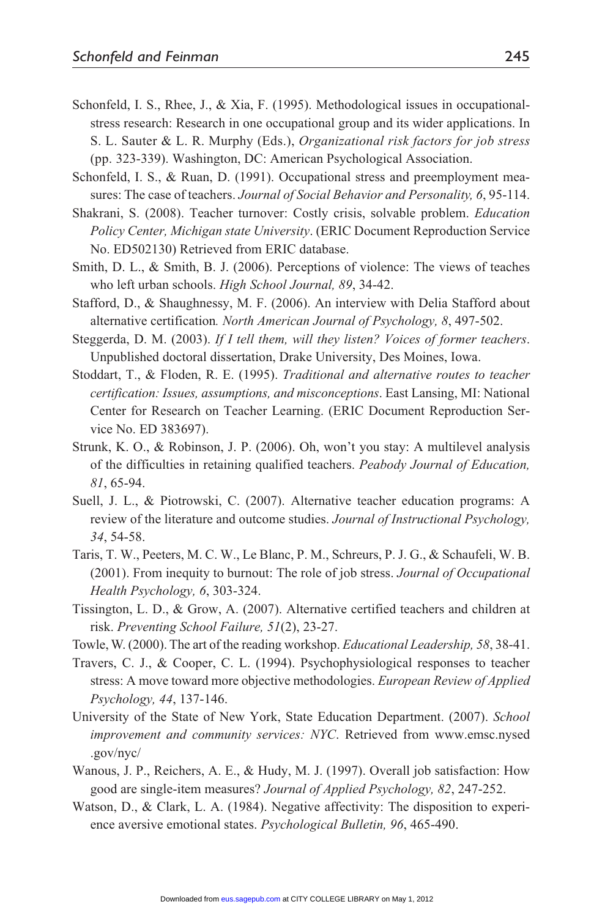Schonfeld, I. S., Rhee, J., & Xia, F. (1995). Methodological issues in occupational-stress research: Research in one occupational group and its wider applications. In S. L. Sauter & L. R. Murphy (Eds.), *Organizational risk factors for job stress* (pp. 323-339). Washington, DC: American Psychological Association.

Schonfeld, I. S., & Ruan, D. (1991). Occupational stress and preemployment measures: The case of teachers. *Journal of Social Behavior and Personality, 6*, 95-114.

Shakrani, S. (2008). Teacher turnover: Costly crisis, solvable problem. *Education Policy Center, Michigan state University*. (ERIC Document Reproduction Service No. ED502130) Retrieved from ERIC database.

Smith, D. L., & Smith, B. J. (2006). Perceptions of violence: The views of teaches who left urban schools. *High School Journal, 89*, 34-42.

Stafford, D., & Shaughnessy, M. F. (2006). An interview with Delia Stafford about alternative certification*.* *North American Journal of Psychology, 8*, 497-502.

Steggerda, D. M. (2003). *If I tell them, will they listen? Voices of former teachers*. Unpublished doctoral dissertation, Drake University, Des Moines, Iowa.

Stoddart, T., & Floden, R. E. (1995). *Traditional and alternative routes to teacher certification: Issues, assumptions, and misconceptions*. East Lansing, MI: National Center for Research on Teacher Learning. (ERIC Document Reproduction Service No. ED 383697).

Strunk, K. O., & Robinson, J. P. (2006). Oh, won't you stay: A multilevel analysis of the difficulties in retaining qualified teachers. *Peabody Journal of Education, 81*, 65-94.

Suell, J. L., & Piotrowski, C. (2007). Alternative teacher education programs: A review of the literature and outcome studies. *Journal of Instructional Psychology, 34*, 54-58.

Taris, T. W., Peeters, M. C. W., Le Blanc, P. M., Schreurs, P. J. G., & Schaufeli, W. B. (2001). From inequity to burnout: The role of job stress. *Journal of Occupational Health Psychology, 6*, 303-324.

Tissington, L. D., & Grow, A. (2007). Alternative certified teachers and children at risk. *Preventing School Failure, 51*(2), 23-27.

Towle, W. (2000). The art of the reading workshop. *Educational Leadership, 58*, 38-41.

Travers, C. J., & Cooper, C. L. (1994). Psychophysiological responses to teacher stress: A move toward more objective methodologies. *European Review of Applied Psychology, 44*, 137-146.

University of the State of New York, State Education Department. (2007). *School improvement and community services: NYC*. Retrieved from www.emsc.nysed.gov/nyc/

Wanous, J. P., Reichers, A. E., & Hudy, M. J. (1997). Overall job satisfaction: How good are single-item measures? *Journal of Applied Psychology, 82*, 247-252.

Watson, D., & Clark, L. A. (1984). Negative affectivity: The disposition to experience aversive emotional states. *Psychological Bulletin, 96*, 465-490.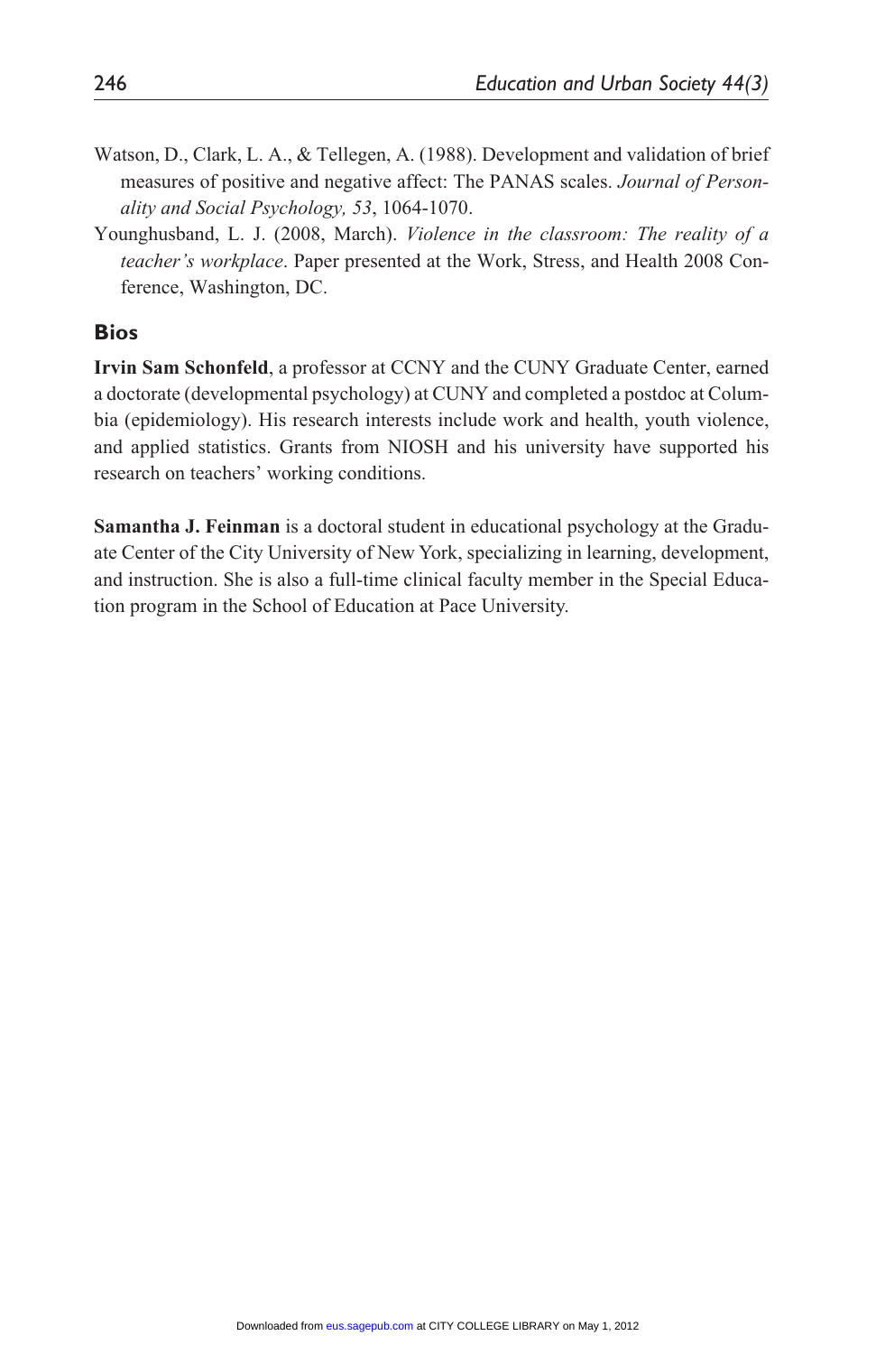Watson, D., Clark, L. A., & Tellegen, A. (1988). Development and validation of brief measures of positive and negative affect: The PANAS scales. *Journal of Personality and Social Psychology, 53*, 1064-1070.

Younghusband, L. J. (2008, March). *Violence in the classroom: The reality of a teacher's workplace*. Paper presented at the Work, Stress, and Health 2008 Conference, Washington, DC.

## Bios

**Irvin Sam Schonfeld**, a professor at CCNY and the CUNY Graduate Center, earned a doctorate (developmental psychology) at CUNY and completed a postdoc at Columbia (epidemiology). His research interests include work and health, youth violence, and applied statistics. Grants from NIOSH and his university have supported his research on teachers' working conditions.

**Samantha J. Feinman** is a doctoral student in educational psychology at the Graduate Center of the City University of New York, specializing in learning, development, and instruction. She is also a full-time clinical faculty member in the Special Education program in the School of Education at Pace University.